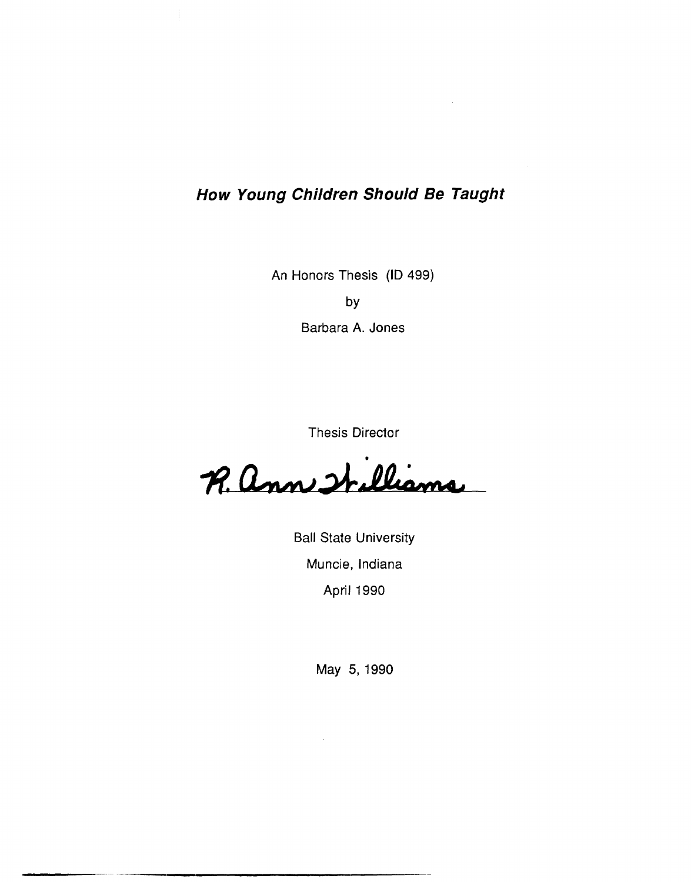# *How Young Children Should Be Taught*

An Honors Thesis (ID 499)

by

Barbara A. Jones

Thesis Director

R. Ann Williams

Ball State University

Muncie, Indiana

April 1990

May 5, 1990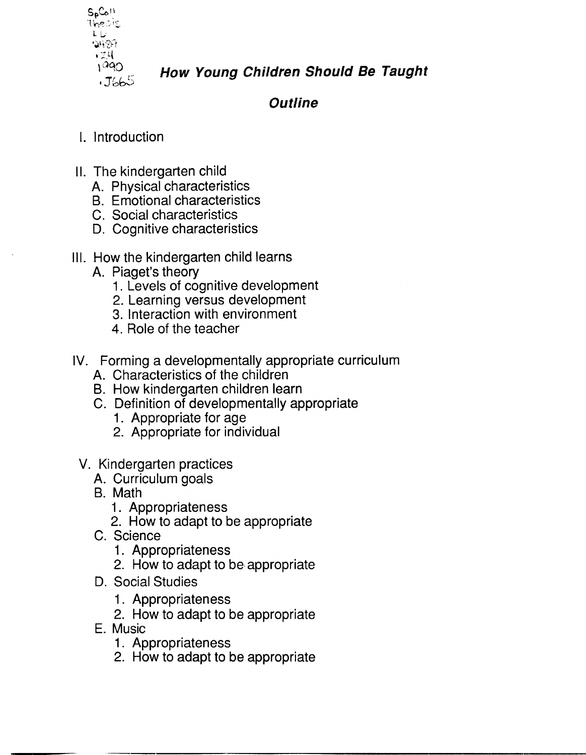SpColl
Thesis
LD
2489
.Z4
1990
.J665

# How Young Children Should Be Taught

## Outline

I. Introduction

II. The kindergarten child
   A. Physical characteristics
   B. Emotional characteristics
   C. Social characteristics
   D. Cognitive characteristics

III. How the kindergarten child learns
   A. Piaget's theory
      1. Levels of cognitive development
      2. Learning versus development
      3. Interaction with environment
      4. Role of the teacher

IV. Forming a developmentally appropriate curriculum
   A. Characteristics of the children
   B. How kindergarten children learn
   C. Definition of developmentally appropriate
      1. Appropriate for age
      2. Appropriate for individual

V. Kindergarten practices
   A. Curriculum goals
   B. Math
      1. Appropriateness
      2. How to adapt to be appropriate
   C. Science
      1. Appropriateness
      2. How to adapt to be appropriate
   D. Social Studies
      1. Appropriateness
      2. How to adapt to be appropriate
   E. Music
      1. Appropriateness
      2. How to adapt to be appropriate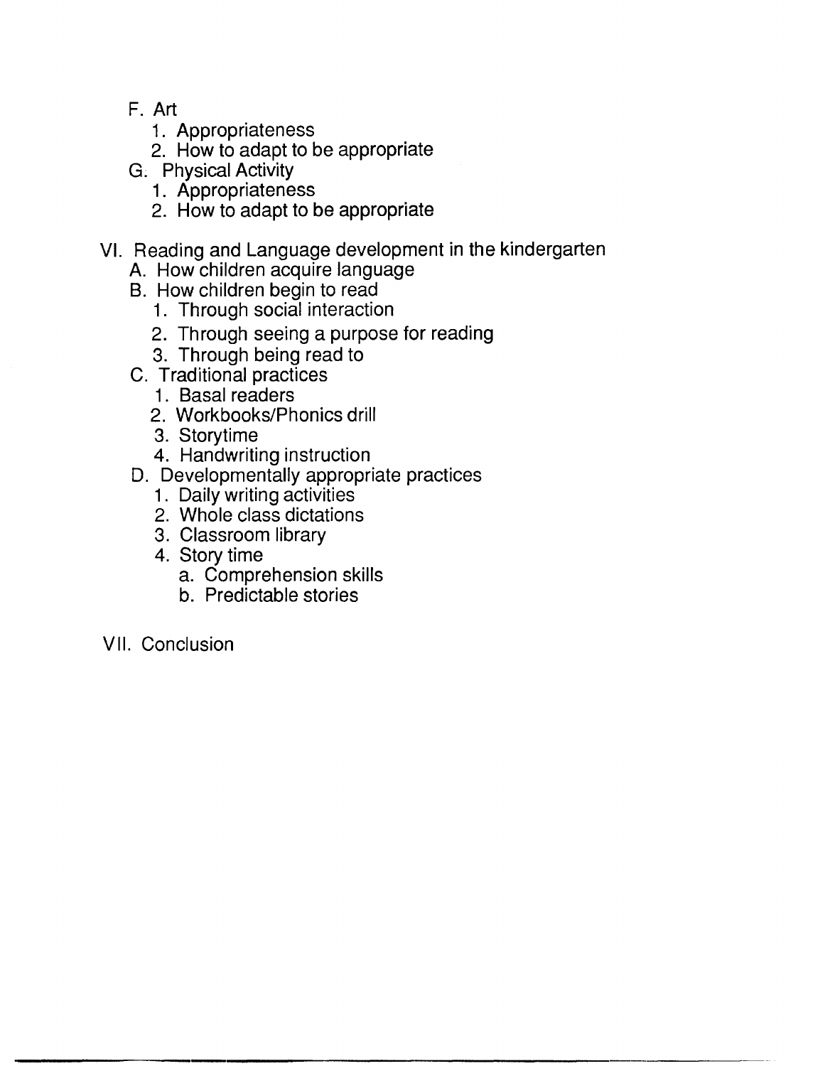F. Art
    1. Appropriateness
    2. How to adapt to be appropriate
G. Physical Activity
    1. Appropriateness
    2. How to adapt to be appropriate

VI. Reading and Language development in the kindergarten
  A. How children acquire language
  B. How children begin to read
    1. Through social interaction
    2. Through seeing a purpose for reading
    3. Through being read to
  C. Traditional practices
    1. Basal readers
    2. Workbooks/Phonics drill
    3. Storytime
    4. Handwriting instruction
  D. Developmentally appropriate practices
    1. Daily writing activities
    2. Whole class dictations
    3. Classroom library
    4. Story time
      a. Comprehension skills
      b. Predictable stories

VII. Conclusion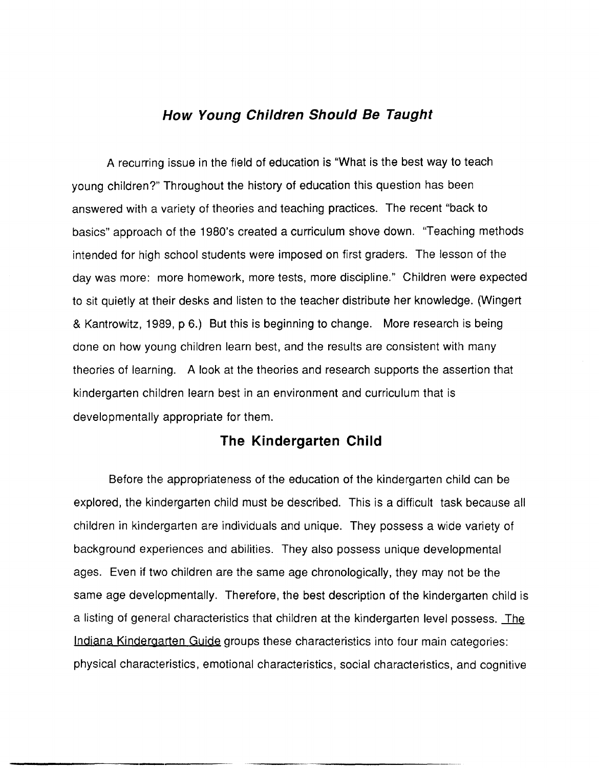## ***How Young Children Should Be Taught***

A recurring issue in the field of education is "What is the best way to teach young children?" Throughout the history of education this question has been answered with a variety of theories and teaching practices. The recent "back to basics" approach of the 1980's created a curriculum shove down. "Teaching methods intended for high school students were imposed on first graders. The lesson of the day was more: more homework, more tests, more discipline." Children were expected to sit quietly at their desks and listen to the teacher distribute her knowledge. (Wingert & Kantrowitz, 1989, p 6.) But this is beginning to change. More research is being done on how young children learn best, and the results are consistent with many theories of learning. A look at the theories and research supports the assertion that kindergarten children learn best in an environment and curriculum that is developmentally appropriate for them.

### **The Kindergarten Child**

Before the appropriateness of the education of the kindergarten child can be explored, the kindergarten child must be described. This is a difficult task because all children in kindergarten are individuals and unique. They possess a wide variety of background experiences and abilities. They also possess unique developmental ages. Even if two children are the same age chronologically, they may not be the same age developmentally. Therefore, the best description of the kindergarten child is a listing of general characteristics that children at the kindergarten level possess. The Indiana Kindergarten Guide groups these characteristics into four main categories: physical characteristics, emotional characteristics, social characteristics, and cognitive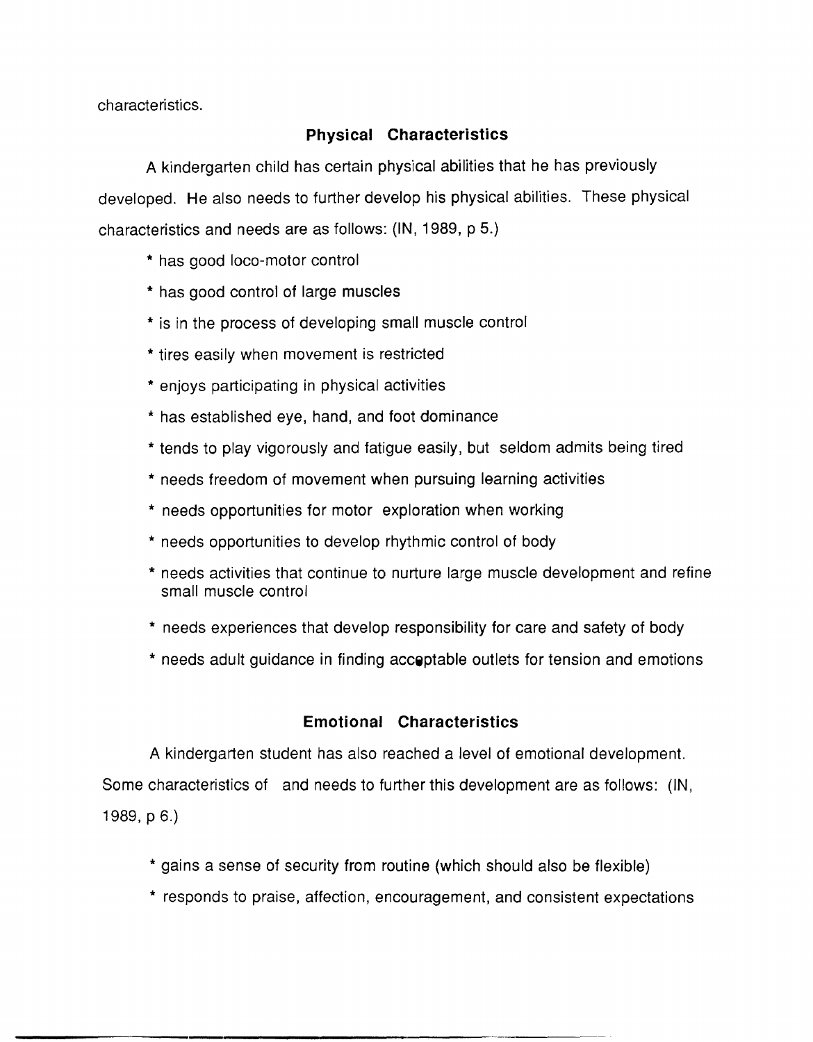characteristics.

## Physical Characteristics

A kindergarten child has certain physical abilities that he has previously developed. He also needs to further develop his physical abilities. These physical characteristics and needs are as follows: (IN, 1989, p 5.)

* has good loco-motor control
* has good control of large muscles
* is in the process of developing small muscle control
* tires easily when movement is restricted
* enjoys participating in physical activities
* has established eye, hand, and foot dominance
* tends to play vigorously and fatigue easily, but seldom admits being tired
* needs freedom of movement when pursuing learning activities
* needs opportunities for motor exploration when working
* needs opportunities to develop rhythmic control of body
* needs activities that continue to nurture large muscle development and refine small muscle control
* needs experiences that develop responsibility for care and safety of body
* needs adult guidance in finding acceptable outlets for tension and emotions

## Emotional Characteristics

A kindergarten student has also reached a level of emotional development. Some characteristics of and needs to further this development are as follows: (IN, 1989, p 6.)

* gains a sense of security from routine (which should also be flexible)
* responds to praise, affection, encouragement, and consistent expectations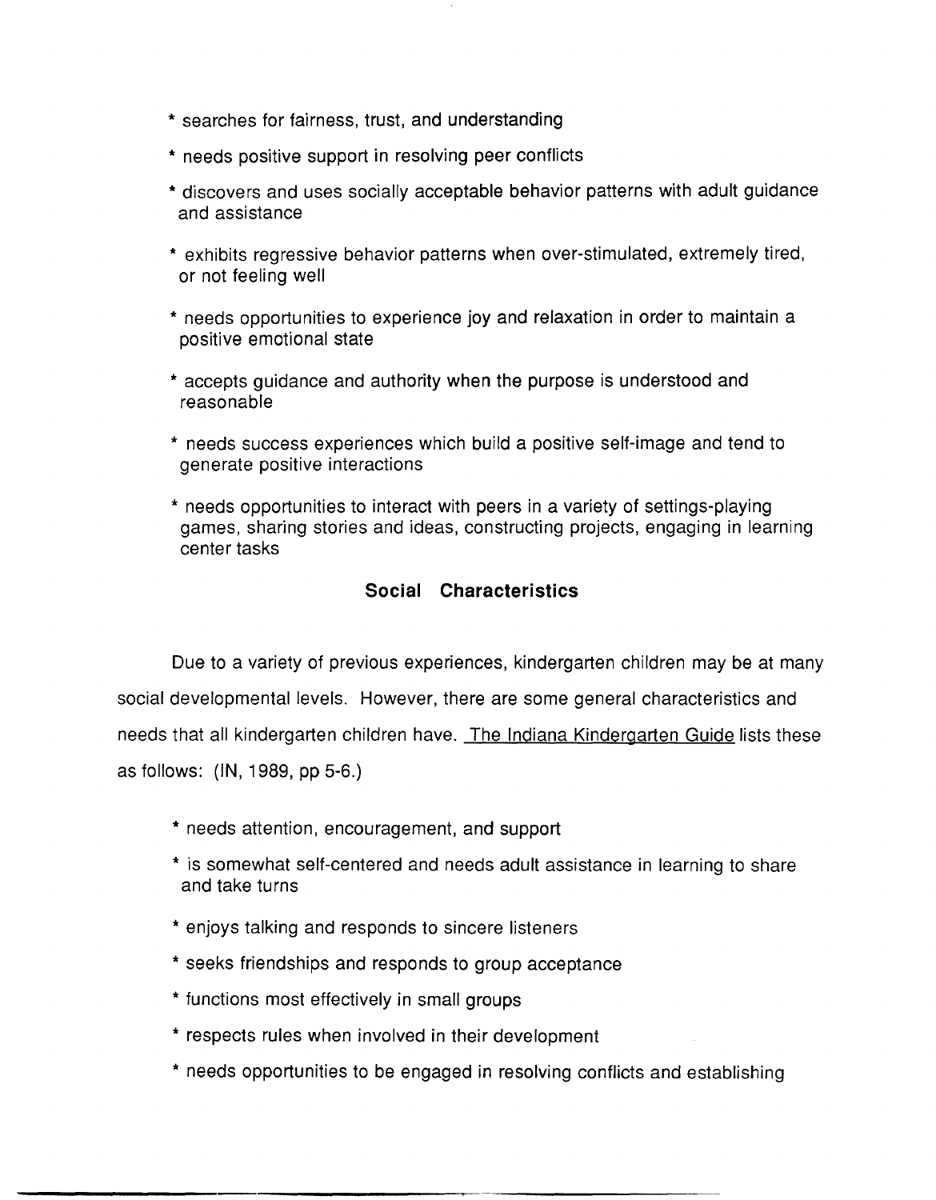* searches for fairness, trust, and understanding

* needs positive support in resolving peer conflicts

* discovers and uses socially acceptable behavior patterns with adult guidance and assistance

* exhibits regressive behavior patterns when over-stimulated, extremely tired, or not feeling well

* needs opportunities to experience joy and relaxation in order to maintain a positive emotional state

* accepts guidance and authority when the purpose is understood and reasonable

* needs success experiences which build a positive self-image and tend to generate positive interactions

* needs opportunities to interact with peers in a variety of settings-playing games, sharing stories and ideas, constructing projects, engaging in learning center tasks

### Social Characteristics

Due to a variety of previous experiences, kindergarten children may be at many social developmental levels. However, there are some general characteristics and needs that all kindergarten children have. The Indiana Kindergarten Guide lists these as follows: (IN, 1989, pp 5-6.)

* needs attention, encouragement, and support

* is somewhat self-centered and needs adult assistance in learning to share and take turns

* enjoys talking and responds to sincere listeners

* seeks friendships and responds to group acceptance

* functions most effectively in small groups

* respects rules when involved in their development

* needs opportunities to be engaged in resolving conflicts and establishing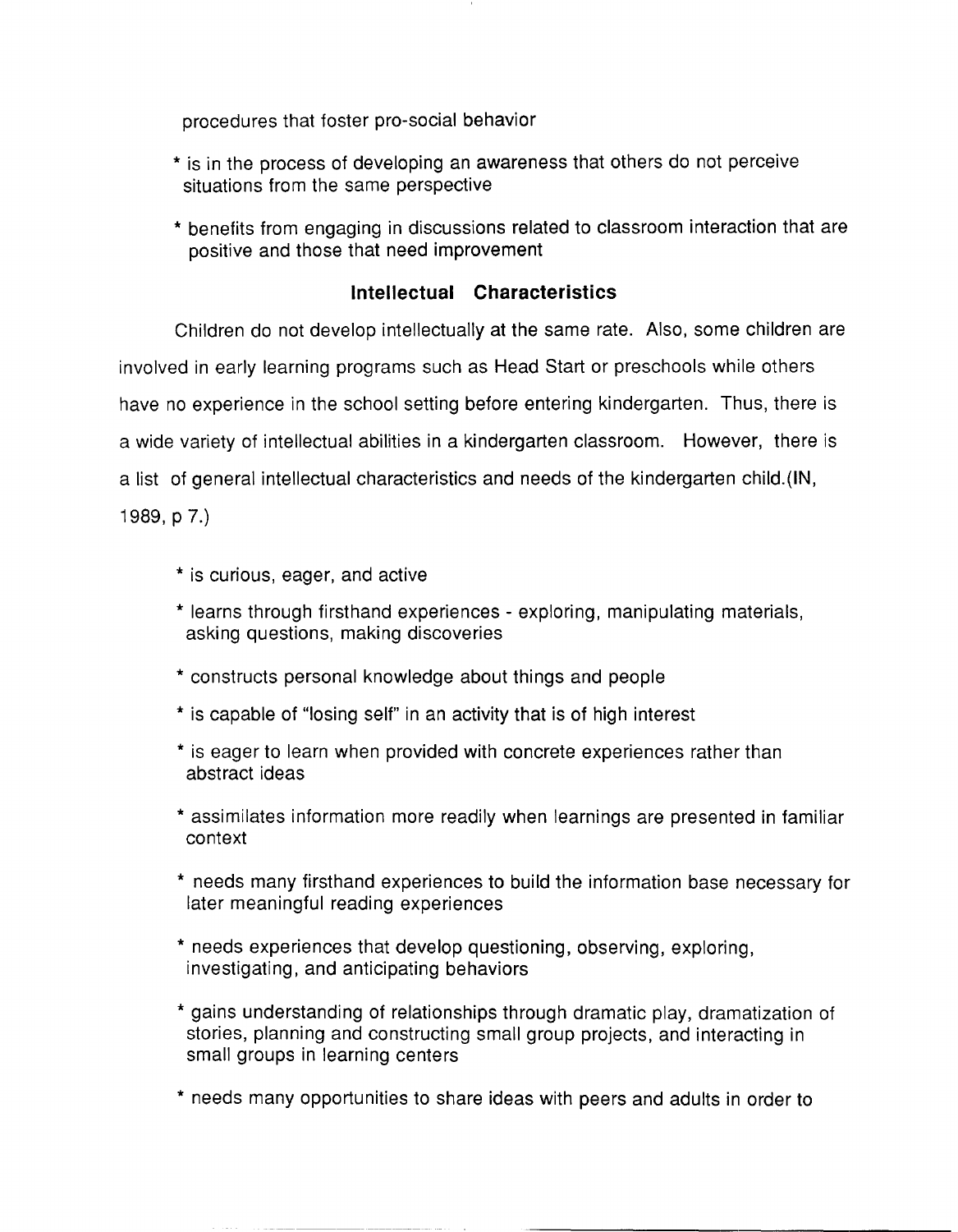procedures that foster pro-social behavior

* is in the process of developing an awareness that others do not perceive situations from the same perspective
* benefits from engaging in discussions related to classroom interaction that are positive and those that need improvement

## Intellectual Characteristics

Children do not develop intellectually at the same rate. Also, some children are involved in early learning programs such as Head Start or preschools while others have no experience in the school setting before entering kindergarten. Thus, there is a wide variety of intellectual abilities in a kindergarten classroom. However, there is a list of general intellectual characteristics and needs of the kindergarten child.(IN, 1989, p 7.)

* is curious, eager, and active
* learns through firsthand experiences - exploring, manipulating materials, asking questions, making discoveries
* constructs personal knowledge about things and people
* is capable of "losing self" in an activity that is of high interest
* is eager to learn when provided with concrete experiences rather than abstract ideas
* assimilates information more readily when learnings are presented in familiar context
* needs many firsthand experiences to build the information base necessary for later meaningful reading experiences
* needs experiences that develop questioning, observing, exploring, investigating, and anticipating behaviors
* gains understanding of relationships through dramatic play, dramatization of stories, planning and constructing small group projects, and interacting in small groups in learning centers
* needs many opportunities to share ideas with peers and adults in order to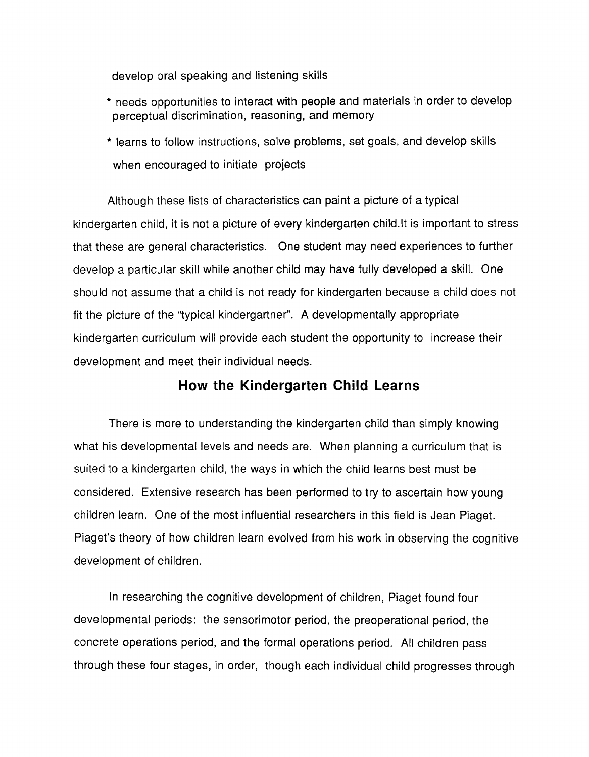develop oral speaking and listening skills

* needs opportunities to interact with people and materials in order to develop perceptual discrimination, reasoning, and memory
* learns to follow instructions, solve problems, set goals, and develop skills when encouraged to initiate projects

Although these lists of characteristics can paint a picture of a typical kindergarten child, it is not a picture of every kindergarten child.It is important to stress that these are general characteristics. One student may need experiences to further develop a particular skill while another child may have fully developed a skill. One should not assume that a child is not ready for kindergarten because a child does not fit the picture of the "typical kindergartner". A developmentally appropriate kindergarten curriculum will provide each student the opportunity to increase their development and meet their individual needs.

## How the Kindergarten Child Learns

There is more to understanding the kindergarten child than simply knowing what his developmental levels and needs are. When planning a curriculum that is suited to a kindergarten child, the ways in which the child learns best must be considered. Extensive research has been performed to try to ascertain how young children learn. One of the most influential researchers in this field is Jean Piaget. Piaget's theory of how children learn evolved from his work in observing the cognitive development of children.

In researching the cognitive development of children, Piaget found four developmental periods: the sensorimotor period, the preoperational period, the concrete operations period, and the formal operations period. All children pass through these four stages, in order, though each individual child progresses through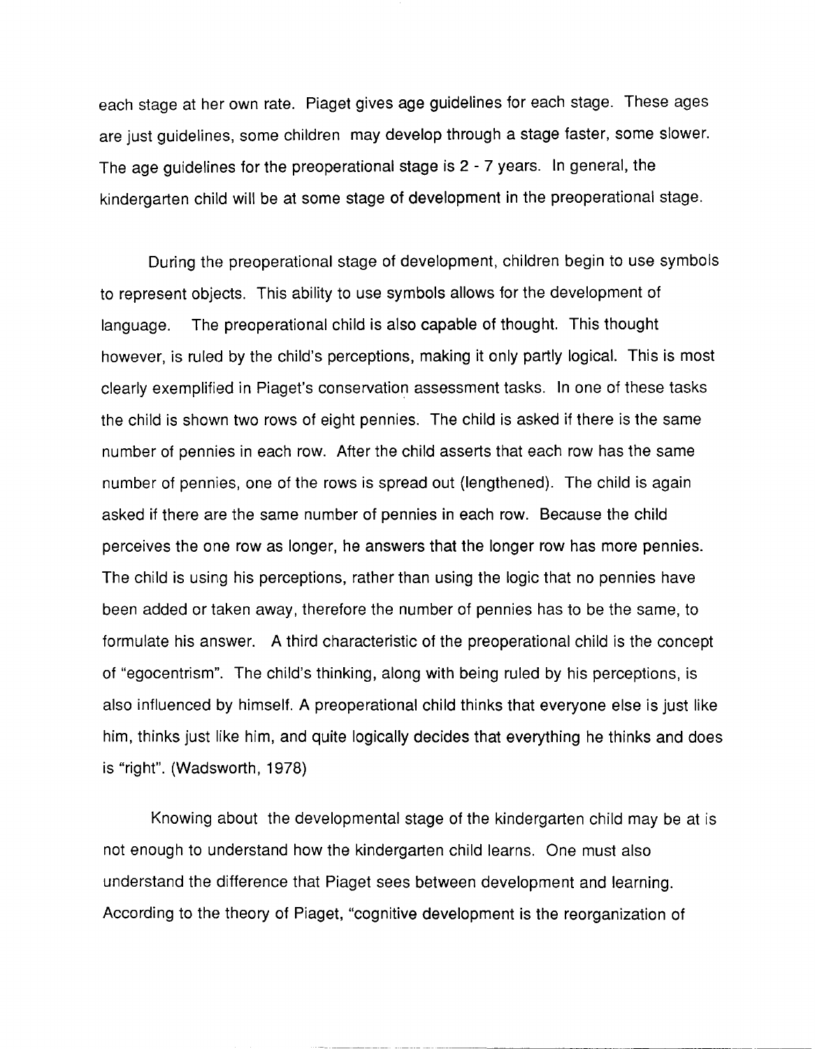each stage at her own rate. Piaget gives age guidelines for each stage. These ages are just guidelines, some children may develop through a stage faster, some slower. The age guidelines for the preoperational stage is 2 - 7 years. In general, the kindergarten child will be at some stage of development in the preoperational stage.

During the preoperational stage of development, children begin to use symbols to represent objects. This ability to use symbols allows for the development of language. The preoperational child is also capable of thought. This thought however, is ruled by the child's perceptions, making it only partly logical. This is most clearly exemplified in Piaget's conservation assessment tasks. In one of these tasks the child is shown two rows of eight pennies. The child is asked if there is the same number of pennies in each row. After the child asserts that each row has the same number of pennies, one of the rows is spread out (lengthened). The child is again asked if there are the same number of pennies in each row. Because the child perceives the one row as longer, he answers that the longer row has more pennies. The child is using his perceptions, rather than using the logic that no pennies have been added or taken away, therefore the number of pennies has to be the same, to formulate his answer. A third characteristic of the preoperational child is the concept of "egocentrism". The child's thinking, along with being ruled by his perceptions, is also influenced by himself. A preoperational child thinks that everyone else is just like him, thinks just like him, and quite logically decides that everything he thinks and does is "right". (Wadsworth, 1978)

Knowing about the developmental stage of the kindergarten child may be at is not enough to understand how the kindergarten child learns. One must also understand the difference that Piaget sees between development and learning. According to the theory of Piaget, "cognitive development is the reorganization of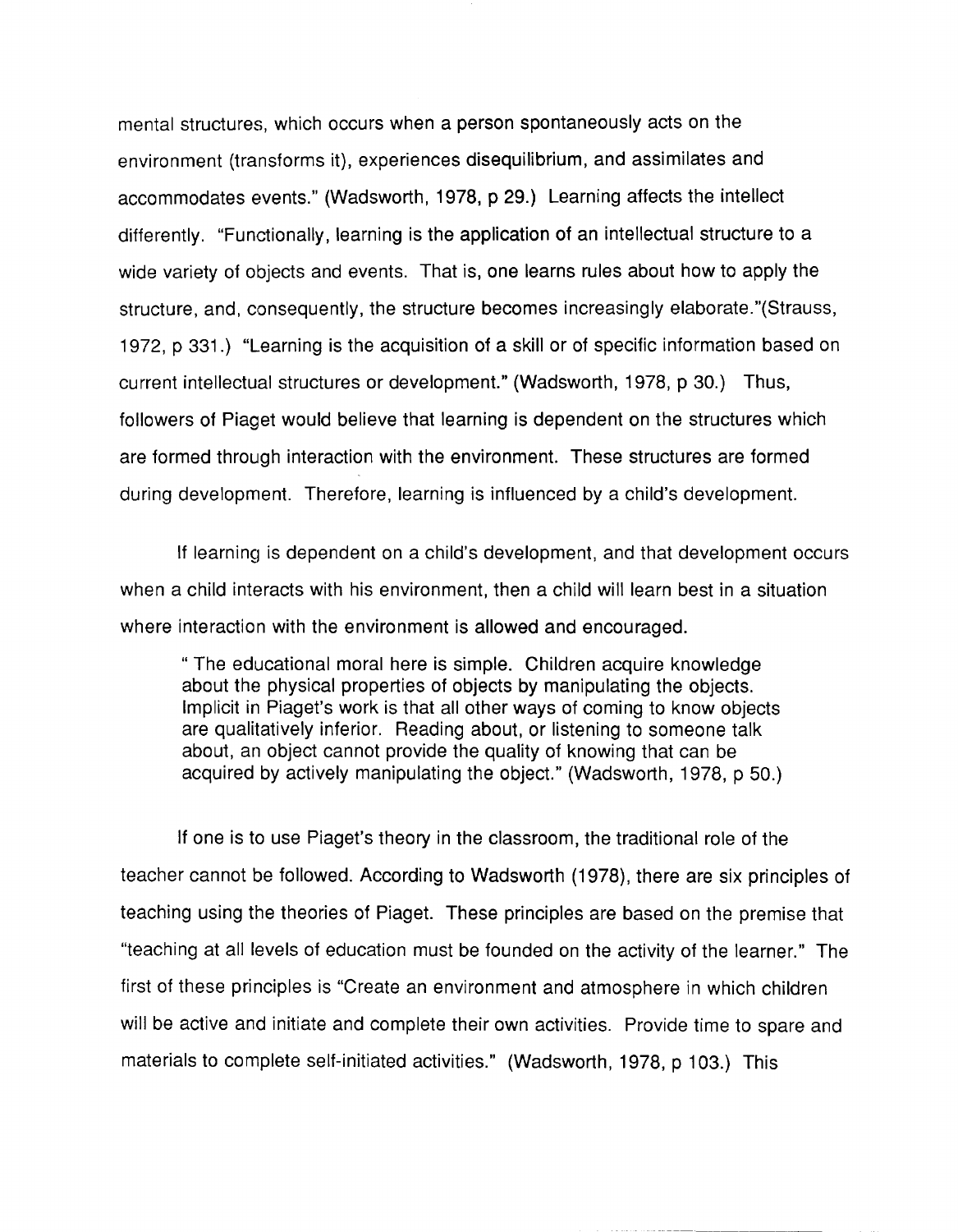mental structures, which occurs when a person spontaneously acts on the environment (transforms it), experiences disequilibrium, and assimilates and accommodates events." (Wadsworth, 1978, p 29.) Learning affects the intellect differently. "Functionally, learning is the application of an intellectual structure to a wide variety of objects and events. That is, one learns rules about how to apply the structure, and, consequently, the structure becomes increasingly elaborate."(Strauss, 1972, p 331.) "Learning is the acquisition of a skill or of specific information based on current intellectual structures or development." (Wadsworth, 1978, p 30.) Thus, followers of Piaget would believe that learning is dependent on the structures which are formed through interaction with the environment. These structures are formed during development. Therefore, learning is influenced by a child's development.

If learning is dependent on a child's development, and that development occurs when a child interacts with his environment, then a child will learn best in a situation where interaction with the environment is allowed and encouraged.

> " The educational moral here is simple. Children acquire knowledge about the physical properties of objects by manipulating the objects. Implicit in Piaget's work is that all other ways of coming to know objects are qualitatively inferior. Reading about, or listening to someone talk about, an object cannot provide the quality of knowing that can be acquired by actively manipulating the object." (Wadsworth, 1978, p 50.)

If one is to use Piaget's theory in the classroom, the traditional role of the teacher cannot be followed. According to Wadsworth (1978), there are six principles of teaching using the theories of Piaget. These principles are based on the premise that "teaching at all levels of education must be founded on the activity of the learner." The first of these principles is "Create an environment and atmosphere in which children will be active and initiate and complete their own activities. Provide time to spare and materials to complete self-initiated activities." (Wadsworth, 1978, p 103.) This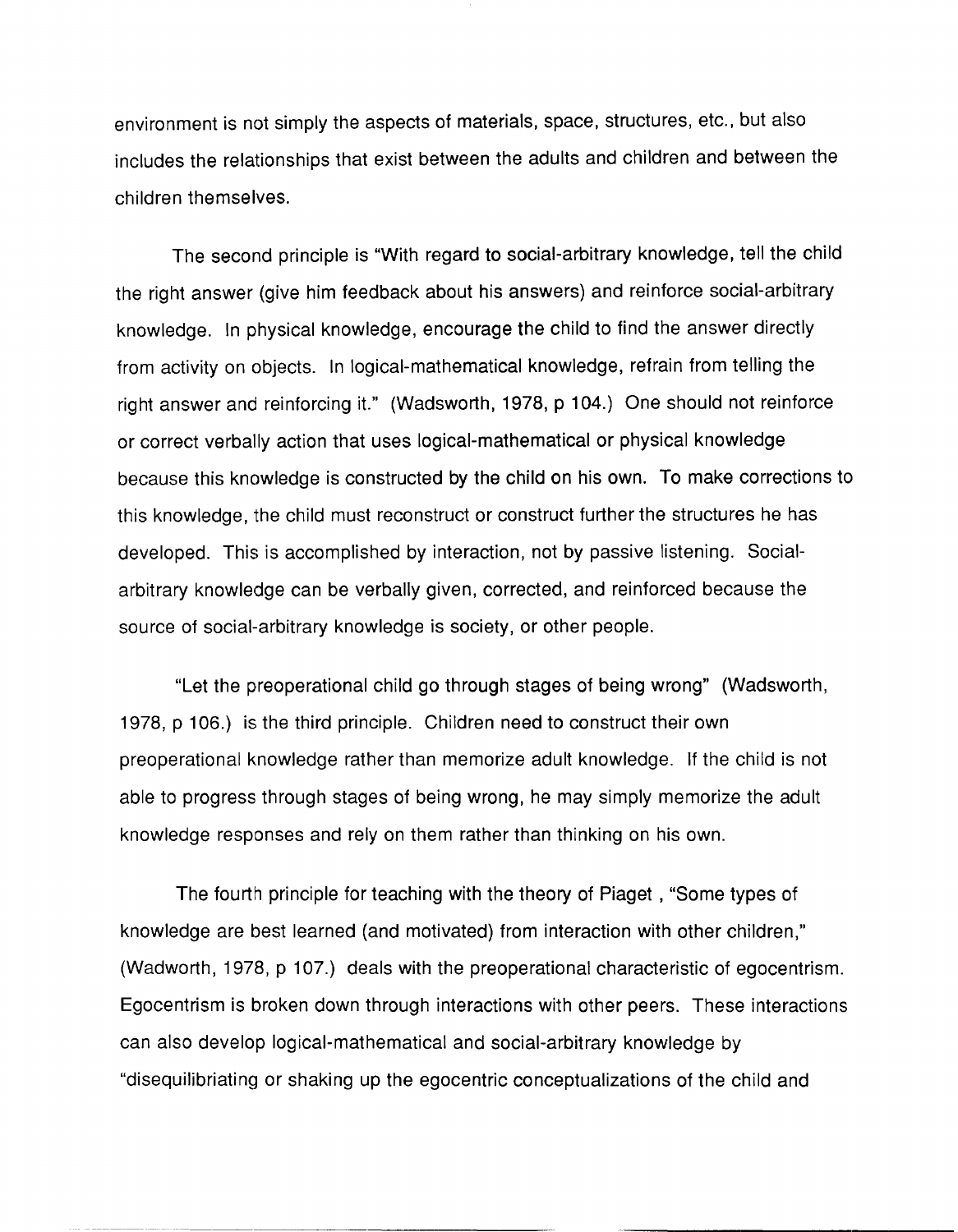environment is not simply the aspects of materials, space, structures, etc., but also includes the relationships that exist between the adults and children and between the children themselves.

The second principle is "With regard to social-arbitrary knowledge, tell the child the right answer (give him feedback about his answers) and reinforce social-arbitrary knowledge. In physical knowledge, encourage the child to find the answer directly from activity on objects. In logical-mathematical knowledge, refrain from telling the right answer and reinforcing it." (Wadsworth, 1978, p 104.) One should not reinforce or correct verbally action that uses logical-mathematical or physical knowledge because this knowledge is constructed by the child on his own. To make corrections to this knowledge, the child must reconstruct or construct further the structures he has developed. This is accomplished by interaction, not by passive listening. Social-arbitrary knowledge can be verbally given, corrected, and reinforced because the source of social-arbitrary knowledge is society, or other people.

"Let the preoperational child go through stages of being wrong" (Wadsworth, 1978, p 106.) is the third principle. Children need to construct their own preoperational knowledge rather than memorize adult knowledge. If the child is not able to progress through stages of being wrong, he may simply memorize the adult knowledge responses and rely on them rather than thinking on his own.

The fourth principle for teaching with the theory of Piaget , "Some types of knowledge are best learned (and motivated) from interaction with other children," (Wadworth, 1978, p 107.) deals with the preoperational characteristic of egocentrism. Egocentrism is broken down through interactions with other peers. These interactions can also develop logical-mathematical and social-arbitrary knowledge by "disequilibriating or shaking up the egocentric conceptualizations of the child and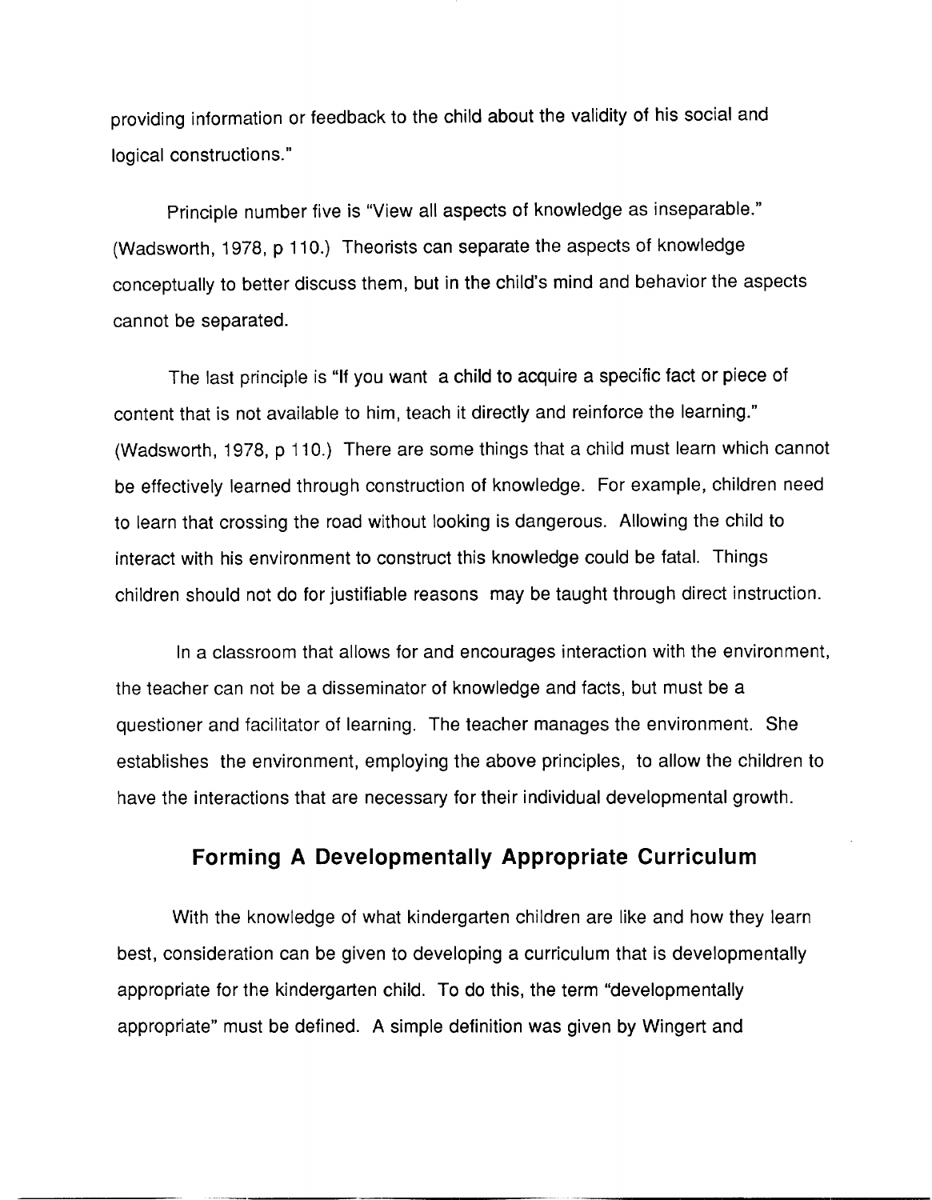providing information or feedback to the child about the validity of his social and logical constructions."

Principle number five is "View all aspects of knowledge as inseparable." (Wadsworth, 1978, p 110.) Theorists can separate the aspects of knowledge conceptually to better discuss them, but in the child's mind and behavior the aspects cannot be separated.

The last principle is "If you want a child to acquire a specific fact or piece of content that is not available to him, teach it directly and reinforce the learning." (Wadsworth, 1978, p 110.) There are some things that a child must learn which cannot be effectively learned through construction of knowledge. For example, children need to learn that crossing the road without looking is dangerous. Allowing the child to interact with his environment to construct this knowledge could be fatal. Things children should not do for justifiable reasons may be taught through direct instruction.

In a classroom that allows for and encourages interaction with the environment, the teacher can not be a disseminator of knowledge and facts, but must be a questioner and facilitator of learning. The teacher manages the environment. She establishes the environment, employing the above principles, to allow the children to have the interactions that are necessary for their individual developmental growth.

## Forming A Developmentally Appropriate Curriculum

With the knowledge of what kindergarten children are like and how they learn best, consideration can be given to developing a curriculum that is developmentally appropriate for the kindergarten child. To do this, the term "developmentally appropriate" must be defined. A simple definition was given by Wingert and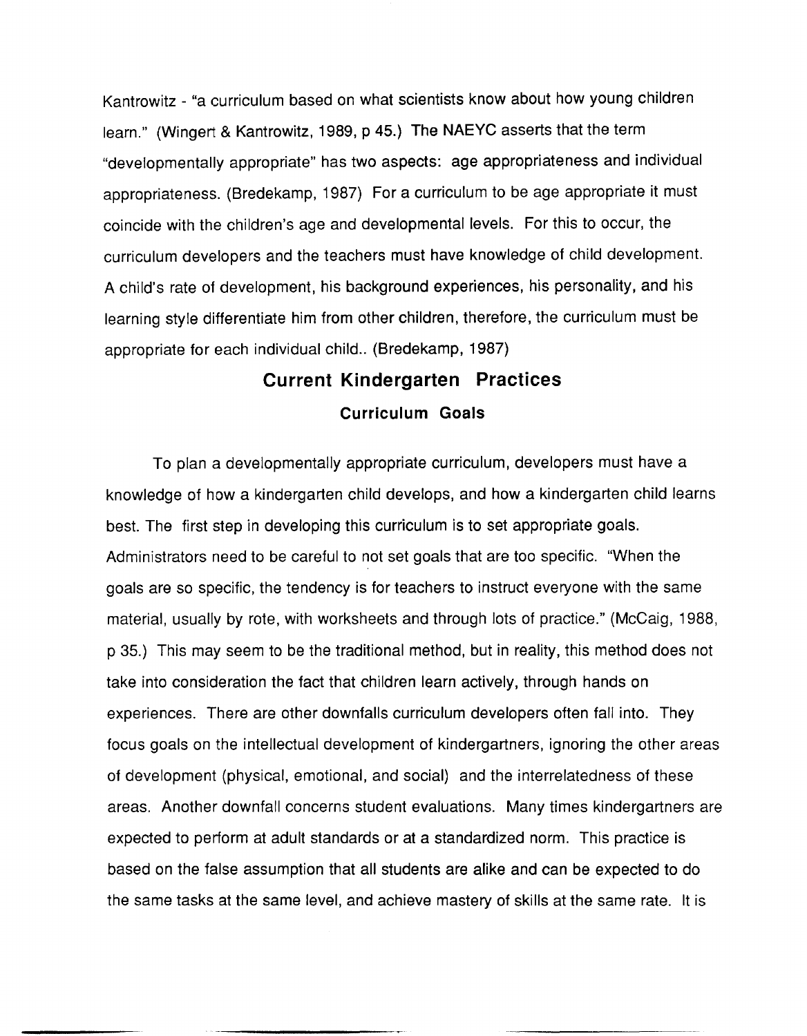Kantrowitz - "a curriculum based on what scientists know about how young children learn." (Wingert & Kantrowitz, 1989, p 45.) The NAEYC asserts that the term "developmentally appropriate" has two aspects: age appropriateness and individual appropriateness. (Bredekamp, 1987) For a curriculum to be age appropriate it must coincide with the children's age and developmental levels. For this to occur, the curriculum developers and the teachers must have knowledge of child development. A child's rate of development, his background experiences, his personality, and his learning style differentiate him from other children, therefore, the curriculum must be appropriate for each individual child.. (Bredekamp, 1987)

## Current Kindergarten Practices

### Curriculum Goals

To plan a developmentally appropriate curriculum, developers must have a knowledge of how a kindergarten child develops, and how a kindergarten child learns best. The first step in developing this curriculum is to set appropriate goals. Administrators need to be careful to not set goals that are too specific. "When the goals are so specific, the tendency is for teachers to instruct everyone with the same material, usually by rote, with worksheets and through lots of practice." (McCaig, 1988, p 35.) This may seem to be the traditional method, but in reality, this method does not take into consideration the fact that children learn actively, through hands on experiences. There are other downfalls curriculum developers often fall into. They focus goals on the intellectual development of kindergartners, ignoring the other areas of development (physical, emotional, and social) and the interrelatedness of these areas. Another downfall concerns student evaluations. Many times kindergartners are expected to perform at adult standards or at a standardized norm. This practice is based on the false assumption that all students are alike and can be expected to do the same tasks at the same level, and achieve mastery of skills at the same rate. It is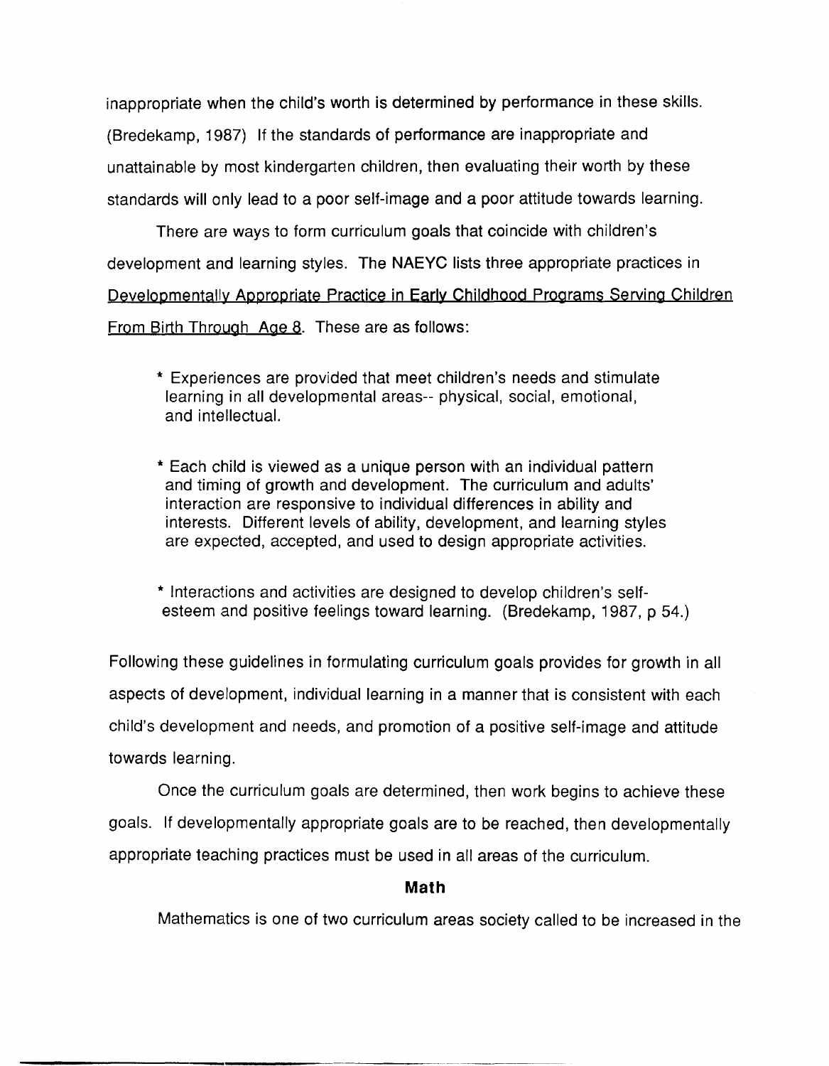inappropriate when the child's worth is determined by performance in these skills. (Bredekamp, 1987) If the standards of performance are inappropriate and unattainable by most kindergarten children, then evaluating their worth by these standards will only lead to a poor self-image and a poor attitude towards learning.

There are ways to form curriculum goals that coincide with children's development and learning styles. The NAEYC lists three appropriate practices in Developmentally Appropriate Practice in Early Childhood Programs Serving Children From Birth Through Age 8. These are as follows:

> * Experiences are provided that meet children's needs and stimulate learning in all developmental areas-- physical, social, emotional, and intellectual.
>
> * Each child is viewed as a unique person with an individual pattern and timing of growth and development. The curriculum and adults' interaction are responsive to individual differences in ability and interests. Different levels of ability, development, and learning styles are expected, accepted, and used to design appropriate activities.
>
> * Interactions and activities are designed to develop children's self-esteem and positive feelings toward learning. (Bredekamp, 1987, p 54.)

Following these guidelines in formulating curriculum goals provides for growth in all aspects of development, individual learning in a manner that is consistent with each child's development and needs, and promotion of a positive self-image and attitude towards learning.

Once the curriculum goals are determined, then work begins to achieve these goals. If developmentally appropriate goals are to be reached, then developmentally appropriate teaching practices must be used in all areas of the curriculum.

## Math

Mathematics is one of two curriculum areas society called to be increased in the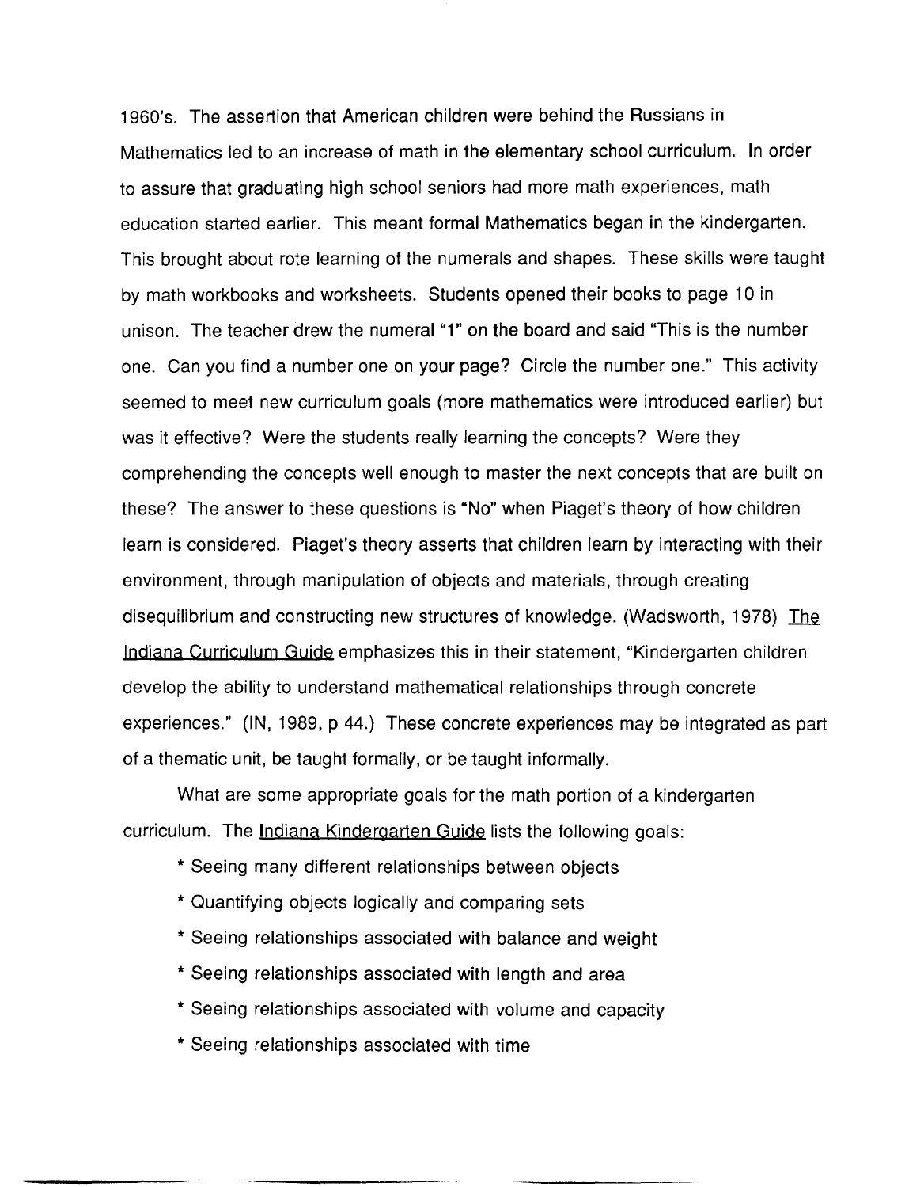1960's. The assertion that American children were behind the Russians in Mathematics led to an increase of math in the elementary school curriculum. In order to assure that graduating high school seniors had more math experiences, math education started earlier. This meant formal Mathematics began in the kindergarten. This brought about rote learning of the numerals and shapes. These skills were taught by math workbooks and worksheets. Students opened their books to page 10 in unison. The teacher drew the numeral "1" on the board and said "This is the number one. Can you find a number one on your page? Circle the number one." This activity seemed to meet new curriculum goals (more mathematics were introduced earlier) but was it effective? Were the students really learning the concepts? Were they comprehending the concepts well enough to master the next concepts that are built on these? The answer to these questions is "No" when Piaget's theory of how children learn is considered. Piaget's theory asserts that children learn by interacting with their environment, through manipulation of objects and materials, through creating disequilibrium and constructing new structures of knowledge. (Wadsworth, 1978) The Indiana Curriculum Guide emphasizes this in their statement, "Kindergarten children develop the ability to understand mathematical relationships through concrete experiences." (IN, 1989, p 44.) These concrete experiences may be integrated as part of a thematic unit, be taught formally, or be taught informally.

What are some appropriate goals for the math portion of a kindergarten curriculum. The Indiana Kindergarten Guide lists the following goals:

* Seeing many different relationships between objects
* Quantifying objects logically and comparing sets
* Seeing relationships associated with balance and weight
* Seeing relationships associated with length and area
* Seeing relationships associated with volume and capacity
* Seeing relationships associated with time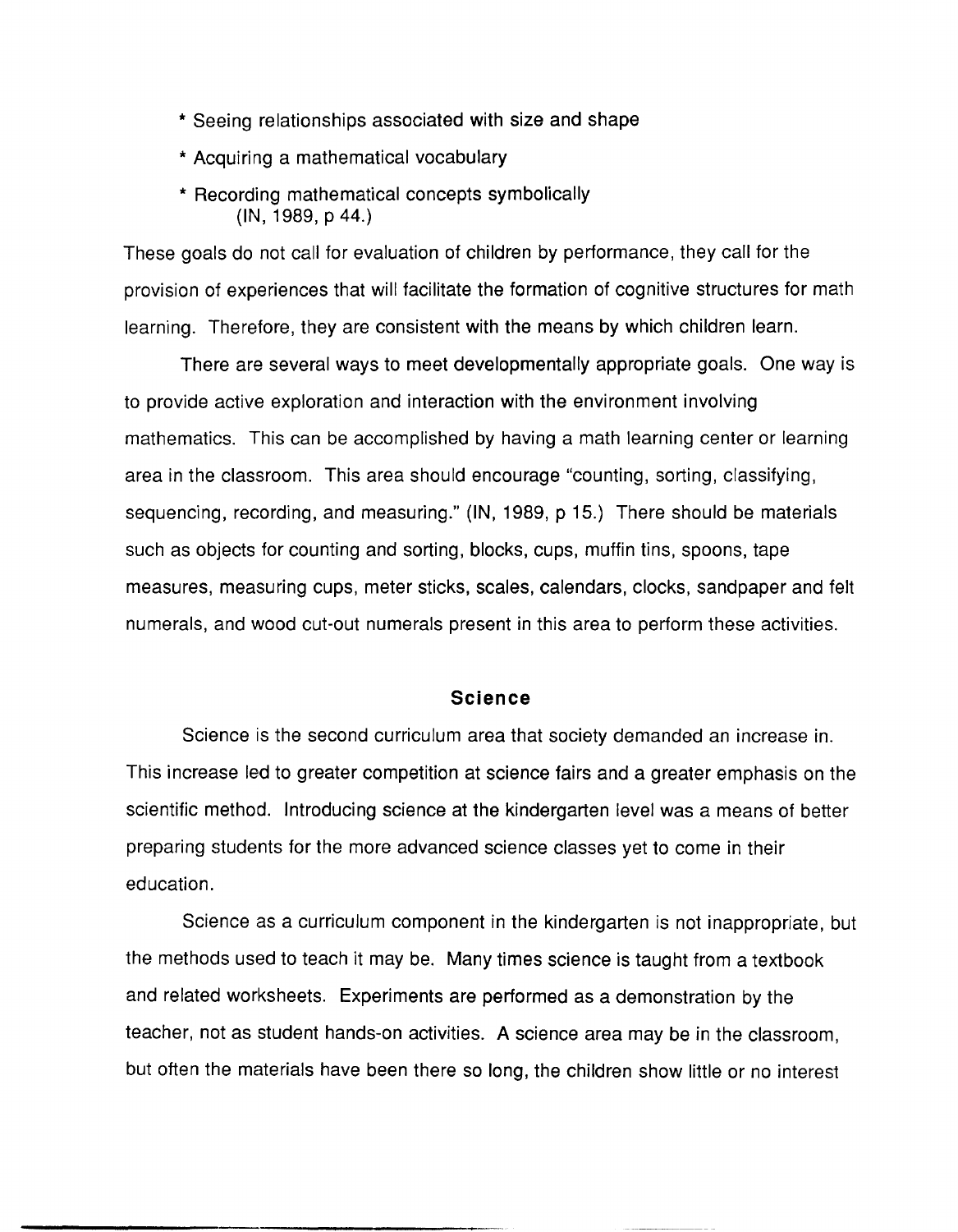* Seeing relationships associated with size and shape
* Acquiring a mathematical vocabulary
* Recording mathematical concepts symbolically
  (IN, 1989, p 44.)

These goals do not call for evaluation of children by performance, they call for the provision of experiences that will facilitate the formation of cognitive structures for math learning. Therefore, they are consistent with the means by which children learn.

There are several ways to meet developmentally appropriate goals. One way is to provide active exploration and interaction with the environment involving mathematics. This can be accomplished by having a math learning center or learning area in the classroom. This area should encourage "counting, sorting, classifying, sequencing, recording, and measuring." (IN, 1989, p 15.) There should be materials such as objects for counting and sorting, blocks, cups, muffin tins, spoons, tape measures, measuring cups, meter sticks, scales, calendars, clocks, sandpaper and felt numerals, and wood cut-out numerals present in this area to perform these activities.

## Science

Science is the second curriculum area that society demanded an increase in. This increase led to greater competition at science fairs and a greater emphasis on the scientific method. Introducing science at the kindergarten level was a means of better preparing students for the more advanced science classes yet to come in their education.

Science as a curriculum component in the kindergarten is not inappropriate, but the methods used to teach it may be. Many times science is taught from a textbook and related worksheets. Experiments are performed as a demonstration by the teacher, not as student hands-on activities. A science area may be in the classroom, but often the materials have been there so long, the children show little or no interest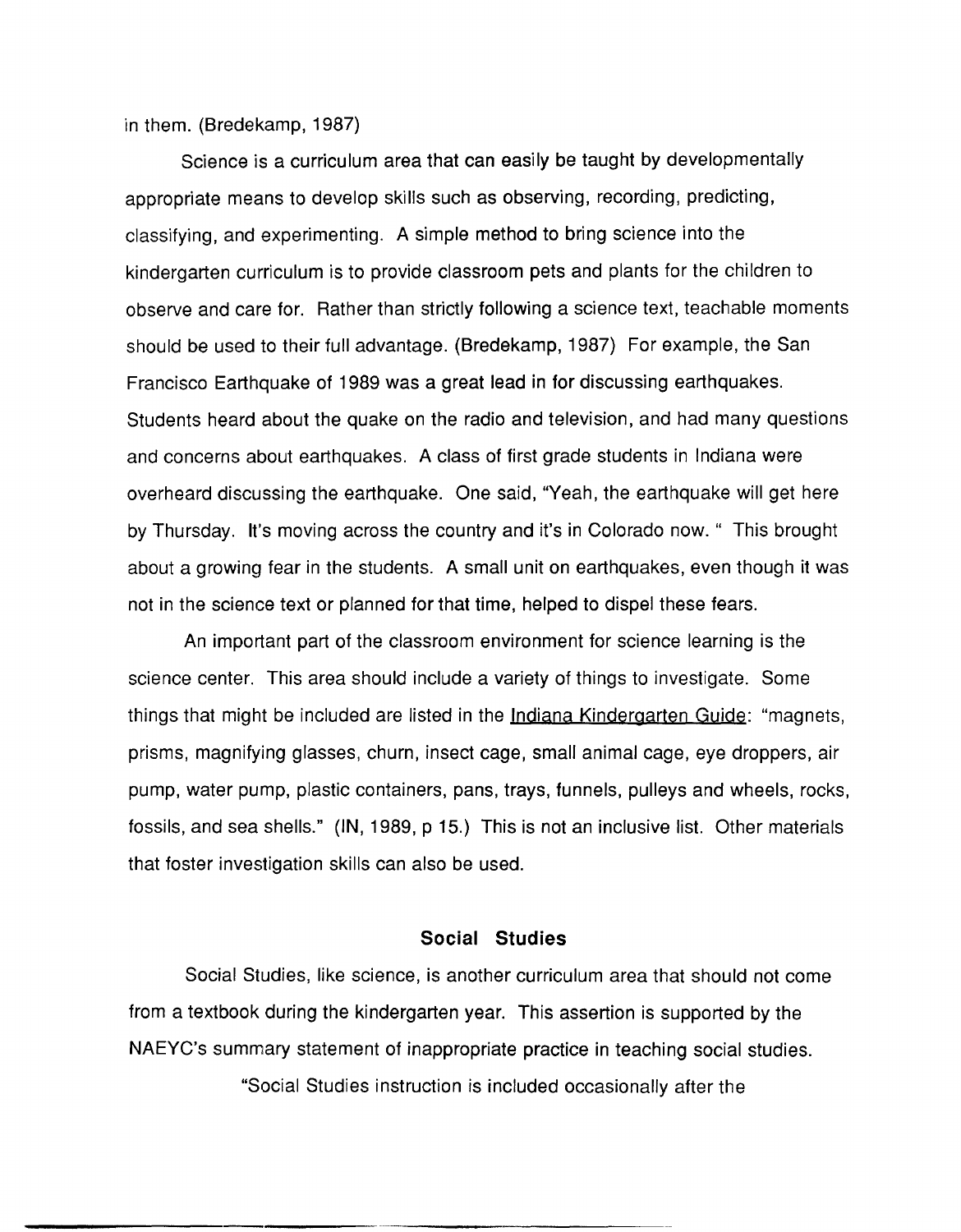in them. (Bredekamp, 1987)

Science is a curriculum area that can easily be taught by developmentally appropriate means to develop skills such as observing, recording, predicting, classifying, and experimenting. A simple method to bring science into the kindergarten curriculum is to provide classroom pets and plants for the children to observe and care for. Rather than strictly following a science text, teachable moments should be used to their full advantage. (Bredekamp, 1987) For example, the San Francisco Earthquake of 1989 was a great lead in for discussing earthquakes. Students heard about the quake on the radio and television, and had many questions and concerns about earthquakes. A class of first grade students in Indiana were overheard discussing the earthquake. One said, "Yeah, the earthquake will get here by Thursday. It's moving across the country and it's in Colorado now. " This brought about a growing fear in the students. A small unit on earthquakes, even though it was not in the science text or planned for that time, helped to dispel these fears.

An important part of the classroom environment for science learning is the science center. This area should include a variety of things to investigate. Some things that might be included are listed in the Indiana Kindergarten Guide: "magnets, prisms, magnifying glasses, churn, insect cage, small animal cage, eye droppers, air pump, water pump, plastic containers, pans, trays, funnels, pulleys and wheels, rocks, fossils, and sea shells." (IN, 1989, p 15.) This is not an inclusive list. Other materials that foster investigation skills can also be used.

## Social Studies

Social Studies, like science, is another curriculum area that should not come from a textbook during the kindergarten year. This assertion is supported by the NAEYC's summary statement of inappropriate practice in teaching social studies.

"Social Studies instruction is included occasionally after the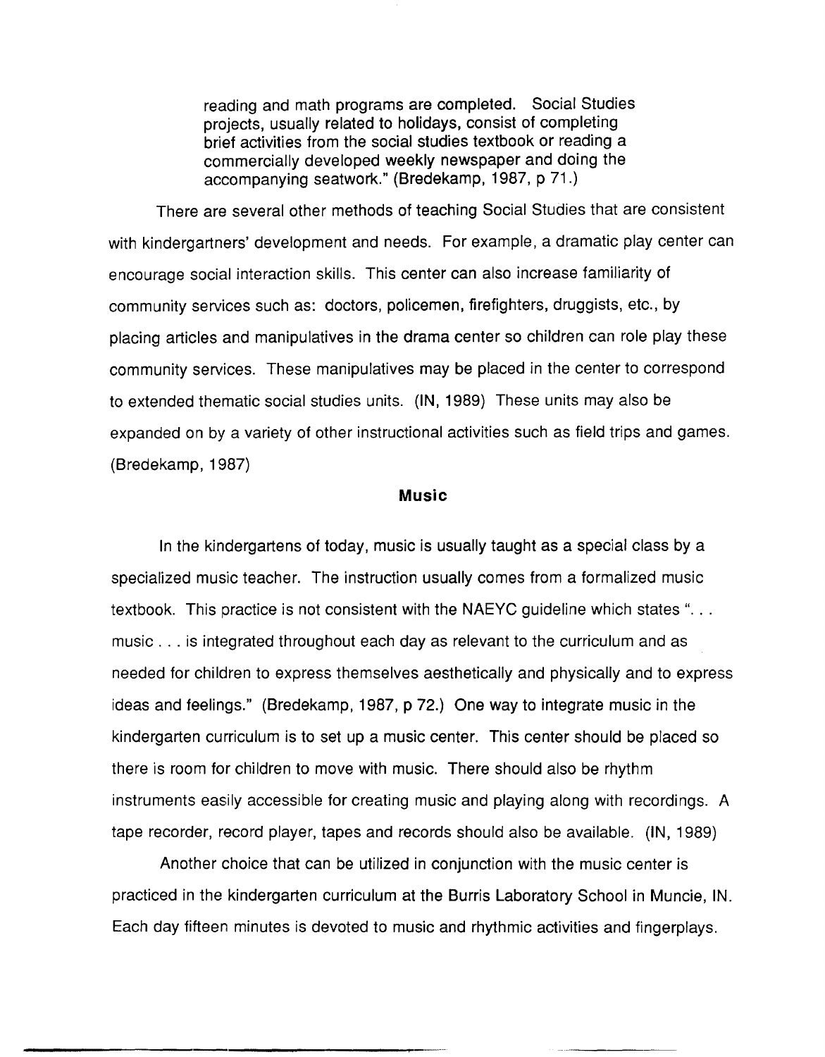> reading and math programs are completed. Social Studies projects, usually related to holidays, consist of completing brief activities from the social studies textbook or reading a commercially developed weekly newspaper and doing the accompanying seatwork." (Bredekamp, 1987, p 71.)

There are several other methods of teaching Social Studies that are consistent with kindergartners' development and needs. For example, a dramatic play center can encourage social interaction skills. This center can also increase familiarity of community services such as: doctors, policemen, firefighters, druggists, etc., by placing articles and manipulatives in the drama center so children can role play these community services. These manipulatives may be placed in the center to correspond to extended thematic social studies units. (IN, 1989) These units may also be expanded on by a variety of other instructional activities such as field trips and games. (Bredekamp, 1987)

## Music

In the kindergartens of today, music is usually taught as a special class by a specialized music teacher. The instruction usually comes from a formalized music textbook. This practice is not consistent with the NAEYC guideline which states ". . . music . . . is integrated throughout each day as relevant to the curriculum and as needed for children to express themselves aesthetically and physically and to express ideas and feelings." (Bredekamp, 1987, p 72.) One way to integrate music in the kindergarten curriculum is to set up a music center. This center should be placed so there is room for children to move with music. There should also be rhythm instruments easily accessible for creating music and playing along with recordings. A tape recorder, record player, tapes and records should also be available. (IN, 1989)

Another choice that can be utilized in conjunction with the music center is practiced in the kindergarten curriculum at the Burris Laboratory School in Muncie, IN. Each day fifteen minutes is devoted to music and rhythmic activities and fingerplays.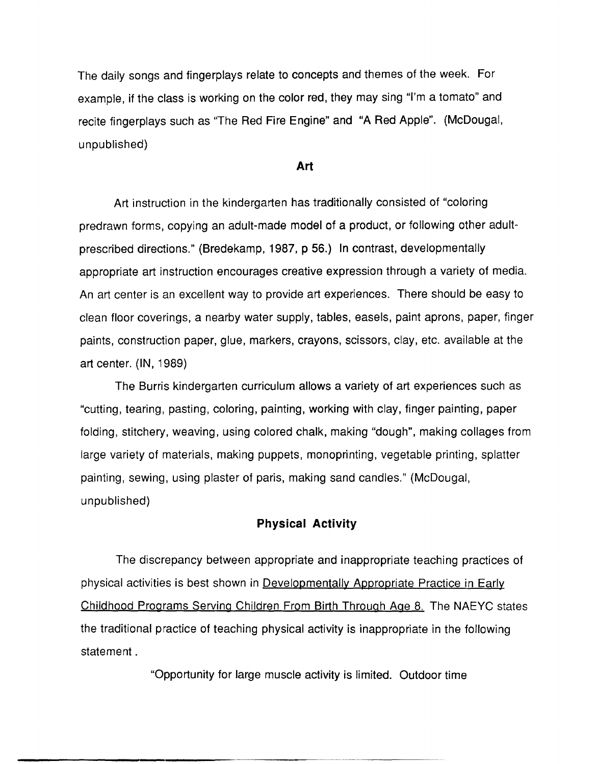The daily songs and fingerplays relate to concepts and themes of the week. For example, if the class is working on the color red, they may sing "I'm a tomato" and recite fingerplays such as "The Red Fire Engine" and "A Red Apple". (McDougal, unpublished)

### Art

Art instruction in the kindergarten has traditionally consisted of "coloring predrawn forms, copying an adult-made model of a product, or following other adult-prescribed directions." (Bredekamp, 1987, p 56.) In contrast, developmentally appropriate art instruction encourages creative expression through a variety of media. An art center is an excellent way to provide art experiences. There should be easy to clean floor coverings, a nearby water supply, tables, easels, paint aprons, paper, finger paints, construction paper, glue, markers, crayons, scissors, clay, etc. available at the art center. (IN, 1989)

The Burris kindergarten curriculum allows a variety of art experiences such as "cutting, tearing, pasting, coloring, painting, working with clay, finger painting, paper folding, stitchery, weaving, using colored chalk, making "dough", making collages from large variety of materials, making puppets, monoprinting, vegetable printing, splatter painting, sewing, using plaster of paris, making sand candles." (McDougal, unpublished)

### Physical Activity

The discrepancy between appropriate and inappropriate teaching practices of physical activities is best shown in Developmentally Appropriate Practice in Early Childhood Programs Serving Children From Birth Through Age 8. The NAEYC states the traditional practice of teaching physical activity is inappropriate in the following statement .

> "Opportunity for large muscle activity is limited. Outdoor time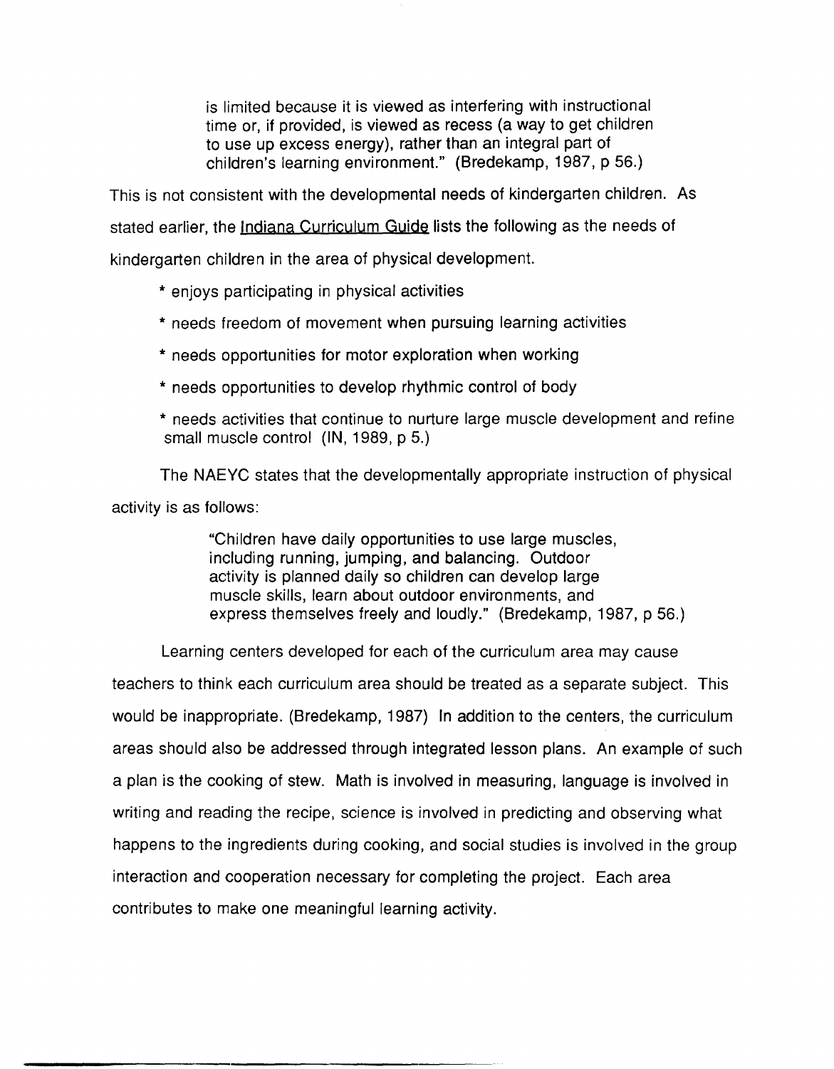> is limited because it is viewed as interfering with instructional time or, if provided, is viewed as recess (a way to get children to use up excess energy), rather than an integral part of children's learning environment." (Bredekamp, 1987, p 56.)

This is not consistent with the developmental needs of kindergarten children. As stated earlier, the Indiana Curriculum Guide lists the following as the needs of kindergarten children in the area of physical development.

* enjoys participating in physical activities
* needs freedom of movement when pursuing learning activities
* needs opportunities for motor exploration when working
* needs opportunities to develop rhythmic control of body
* needs activities that continue to nurture large muscle development and refine small muscle control (IN, 1989, p 5.)

The NAEYC states that the developmentally appropriate instruction of physical activity is as follows:

> "Children have daily opportunities to use large muscles, including running, jumping, and balancing. Outdoor activity is planned daily so children can develop large muscle skills, learn about outdoor environments, and express themselves freely and loudly." (Bredekamp, 1987, p 56.)

Learning centers developed for each of the curriculum area may cause teachers to think each curriculum area should be treated as a separate subject. This would be inappropriate. (Bredekamp, 1987) In addition to the centers, the curriculum areas should also be addressed through integrated lesson plans. An example of such a plan is the cooking of stew. Math is involved in measuring, language is involved in writing and reading the recipe, science is involved in predicting and observing what happens to the ingredients during cooking, and social studies is involved in the group interaction and cooperation necessary for completing the project. Each area contributes to make one meaningful learning activity.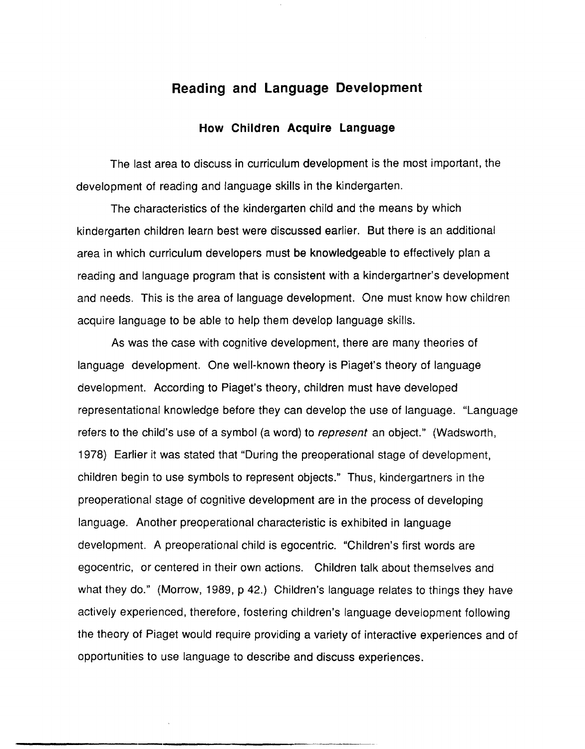## Reading and Language Development

### How Children Acquire Language

The last area to discuss in curriculum development is the most important, the development of reading and language skills in the kindergarten.

The characteristics of the kindergarten child and the means by which kindergarten children learn best were discussed earlier. But there is an additional area in which curriculum developers must be knowledgeable to effectively plan a reading and language program that is consistent with a kindergartner's development and needs. This is the area of language development. One must know how children acquire language to be able to help them develop language skills.

As was the case with cognitive development, there are many theories of language development. One well-known theory is Piaget's theory of language development. According to Piaget's theory, children must have developed representational knowledge before they can develop the use of language. "Language refers to the child's use of a symbol (a word) to *represent* an object." (Wadsworth, 1978) Earlier it was stated that "During the preoperational stage of development, children begin to use symbols to represent objects." Thus, kindergartners in the preoperational stage of cognitive development are in the process of developing language. Another preoperational characteristic is exhibited in language development. A preoperational child is egocentric. "Children's first words are egocentric, or centered in their own actions. Children talk about themselves and what they do." (Morrow, 1989, p 42.) Children's language relates to things they have actively experienced, therefore, fostering children's language development following the theory of Piaget would require providing a variety of interactive experiences and of opportunities to use language to describe and discuss experiences.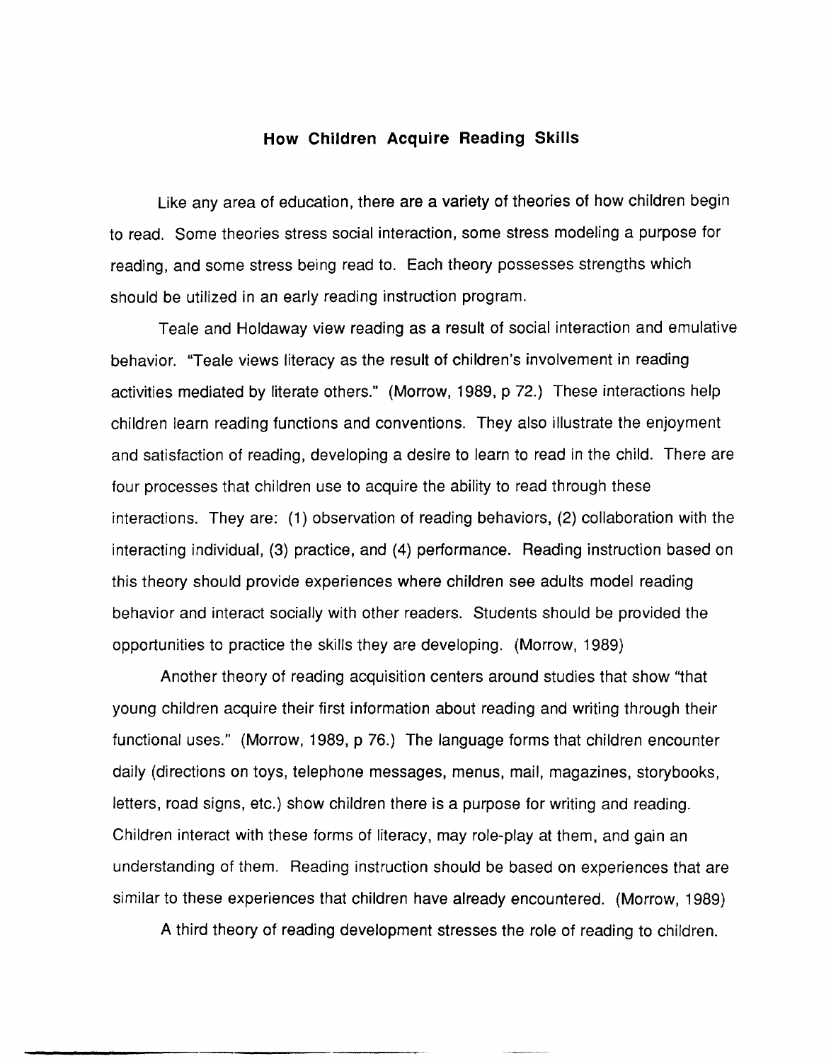## How Children Acquire Reading Skills

Like any area of education, there are a variety of theories of how children begin to read. Some theories stress social interaction, some stress modeling a purpose for reading, and some stress being read to. Each theory possesses strengths which should be utilized in an early reading instruction program.

Teale and Holdaway view reading as a result of social interaction and emulative behavior. "Teale views literacy as the result of children's involvement in reading activities mediated by literate others." (Morrow, 1989, p 72.) These interactions help children learn reading functions and conventions. They also illustrate the enjoyment and satisfaction of reading, developing a desire to learn to read in the child. There are four processes that children use to acquire the ability to read through these interactions. They are: (1) observation of reading behaviors, (2) collaboration with the interacting individual, (3) practice, and (4) performance. Reading instruction based on this theory should provide experiences where children see adults model reading behavior and interact socially with other readers. Students should be provided the opportunities to practice the skills they are developing. (Morrow, 1989)

Another theory of reading acquisition centers around studies that show "that young children acquire their first information about reading and writing through their functional uses." (Morrow, 1989, p 76.) The language forms that children encounter daily (directions on toys, telephone messages, menus, mail, magazines, storybooks, letters, road signs, etc.) show children there is a purpose for writing and reading. Children interact with these forms of literacy, may role-play at them, and gain an understanding of them. Reading instruction should be based on experiences that are similar to these experiences that children have already encountered. (Morrow, 1989)

A third theory of reading development stresses the role of reading to children.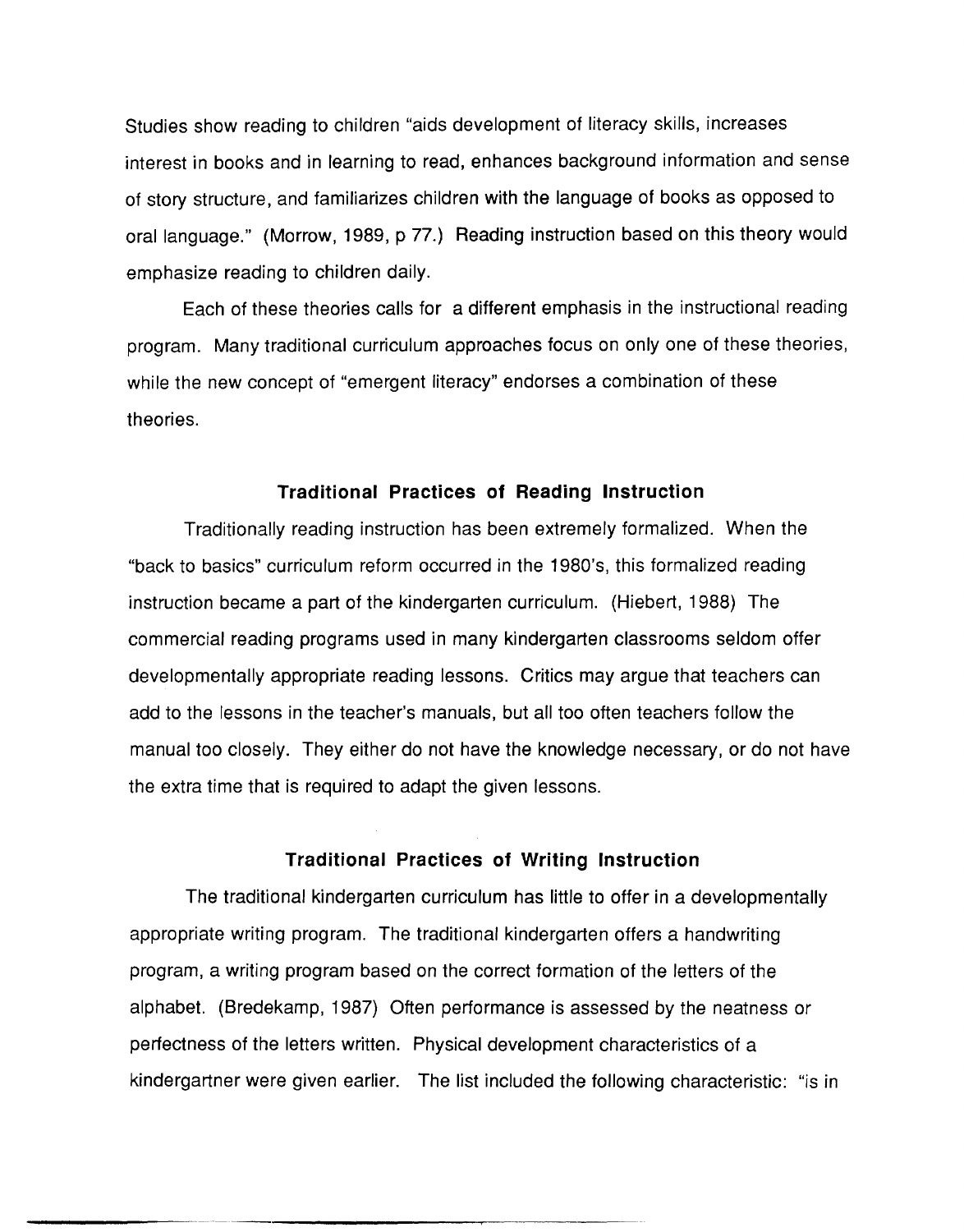Studies show reading to children "aids development of literacy skills, increases interest in books and in learning to read, enhances background information and sense of story structure, and familiarizes children with the language of books as opposed to oral language." (Morrow, 1989, p 77.) Reading instruction based on this theory would emphasize reading to children daily.

Each of these theories calls for a different emphasis in the instructional reading program. Many traditional curriculum approaches focus on only one of these theories, while the new concept of "emergent literacy" endorses a combination of these theories.

## Traditional Practices of Reading Instruction

Traditionally reading instruction has been extremely formalized. When the "back to basics" curriculum reform occurred in the 1980's, this formalized reading instruction became a part of the kindergarten curriculum. (Hiebert, 1988) The commercial reading programs used in many kindergarten classrooms seldom offer developmentally appropriate reading lessons. Critics may argue that teachers can add to the lessons in the teacher's manuals, but all too often teachers follow the manual too closely. They either do not have the knowledge necessary, or do not have the extra time that is required to adapt the given lessons.

## Traditional Practices of Writing Instruction

The traditional kindergarten curriculum has little to offer in a developmentally appropriate writing program. The traditional kindergarten offers a handwriting program, a writing program based on the correct formation of the letters of the alphabet. (Bredekamp, 1987) Often performance is assessed by the neatness or perfectness of the letters written. Physical development characteristics of a kindergartner were given earlier. The list included the following characteristic: "is in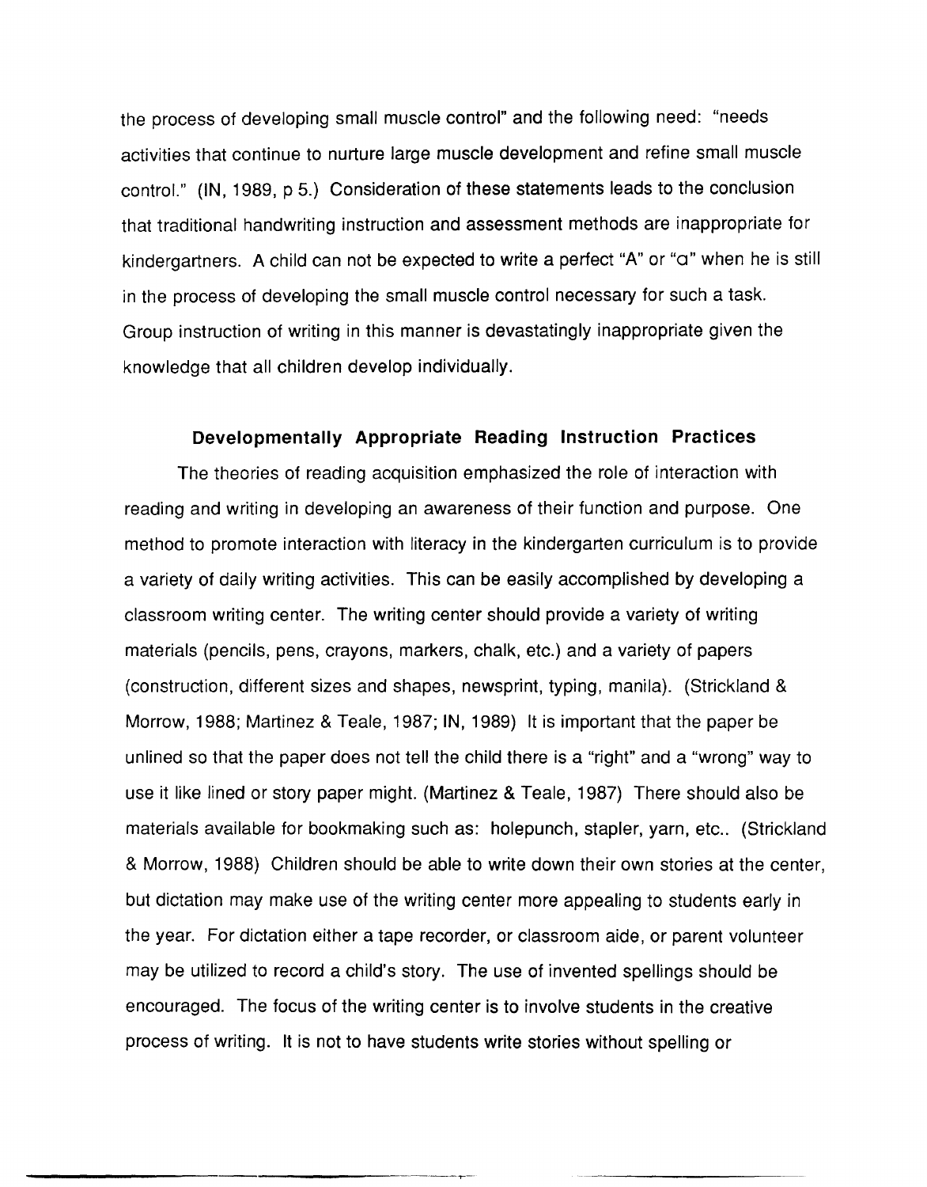the process of developing small muscle control" and the following need: "needs activities that continue to nurture large muscle development and refine small muscle control." (IN, 1989, p 5.) Consideration of these statements leads to the conclusion that traditional handwriting instruction and assessment methods are inappropriate for kindergartners. A child can not be expected to write a perfect "A" or "a" when he is still in the process of developing the small muscle control necessary for such a task. Group instruction of writing in this manner is devastatingly inappropriate given the knowledge that all children develop individually.

## Developmentally Appropriate Reading Instruction Practices

The theories of reading acquisition emphasized the role of interaction with reading and writing in developing an awareness of their function and purpose. One method to promote interaction with literacy in the kindergarten curriculum is to provide a variety of daily writing activities. This can be easily accomplished by developing a classroom writing center. The writing center should provide a variety of writing materials (pencils, pens, crayons, markers, chalk, etc.) and a variety of papers (construction, different sizes and shapes, newsprint, typing, manila). (Strickland & Morrow, 1988; Martinez & Teale, 1987; IN, 1989) It is important that the paper be unlined so that the paper does not tell the child there is a "right" and a "wrong" way to use it like lined or story paper might. (Martinez & Teale, 1987) There should also be materials available for bookmaking such as: holepunch, stapler, yarn, etc.. (Strickland & Morrow, 1988) Children should be able to write down their own stories at the center, but dictation may make use of the writing center more appealing to students early in the year. For dictation either a tape recorder, or classroom aide, or parent volunteer may be utilized to record a child's story. The use of invented spellings should be encouraged. The focus of the writing center is to involve students in the creative process of writing. It is not to have students write stories without spelling or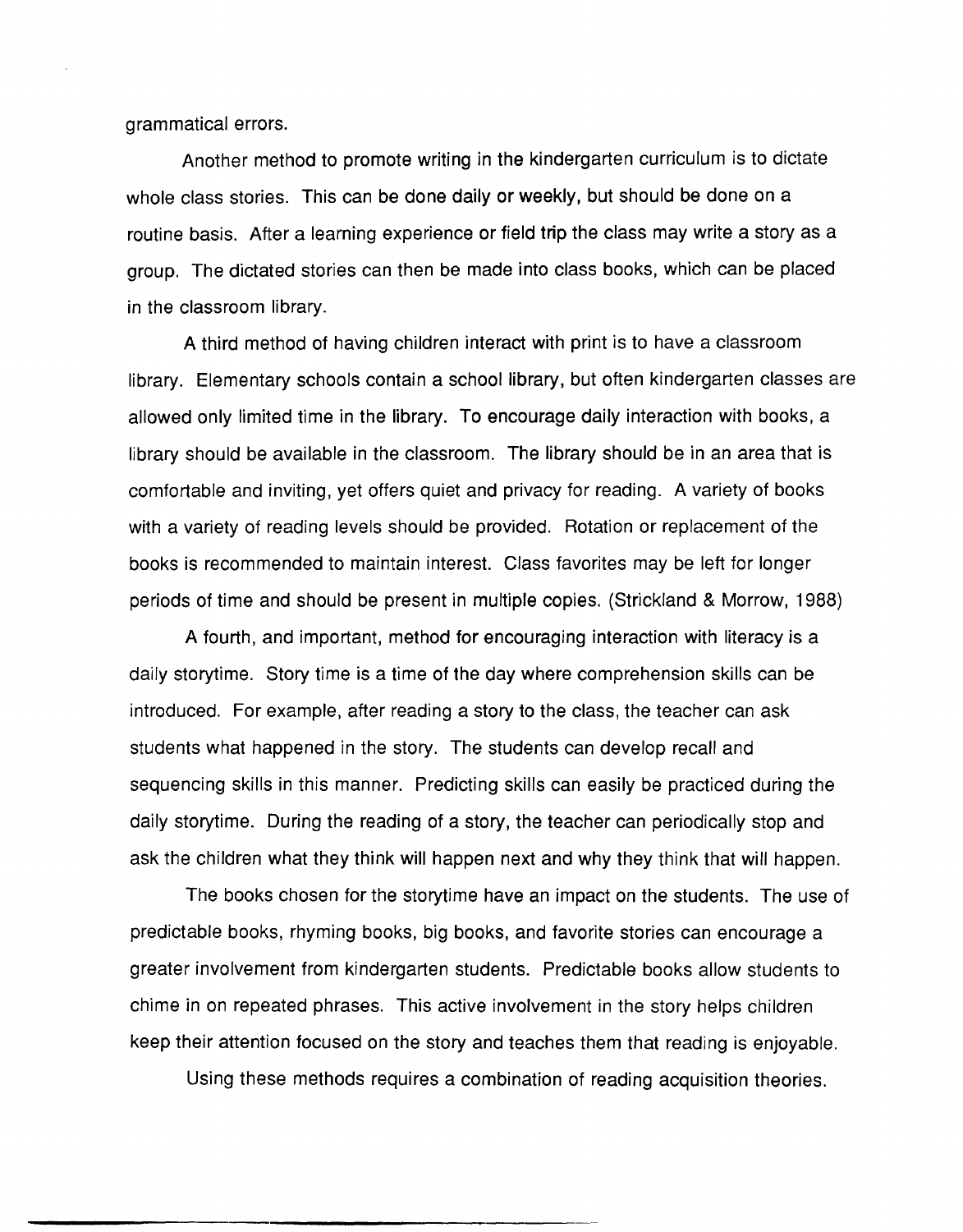grammatical errors.

Another method to promote writing in the kindergarten curriculum is to dictate whole class stories. This can be done daily or weekly, but should be done on a routine basis. After a learning experience or field trip the class may write a story as a group. The dictated stories can then be made into class books, which can be placed in the classroom library.

A third method of having children interact with print is to have a classroom library. Elementary schools contain a school library, but often kindergarten classes are allowed only limited time in the library. To encourage daily interaction with books, a library should be available in the classroom. The library should be in an area that is comfortable and inviting, yet offers quiet and privacy for reading. A variety of books with a variety of reading levels should be provided. Rotation or replacement of the books is recommended to maintain interest. Class favorites may be left for longer periods of time and should be present in multiple copies. (Strickland & Morrow, 1988)

A fourth, and important, method for encouraging interaction with literacy is a daily storytime. Story time is a time of the day where comprehension skills can be introduced. For example, after reading a story to the class, the teacher can ask students what happened in the story. The students can develop recall and sequencing skills in this manner. Predicting skills can easily be practiced during the daily storytime. During the reading of a story, the teacher can periodically stop and ask the children what they think will happen next and why they think that will happen.

The books chosen for the storytime have an impact on the students. The use of predictable books, rhyming books, big books, and favorite stories can encourage a greater involvement from kindergarten students. Predictable books allow students to chime in on repeated phrases. This active involvement in the story helps children keep their attention focused on the story and teaches them that reading is enjoyable.

Using these methods requires a combination of reading acquisition theories.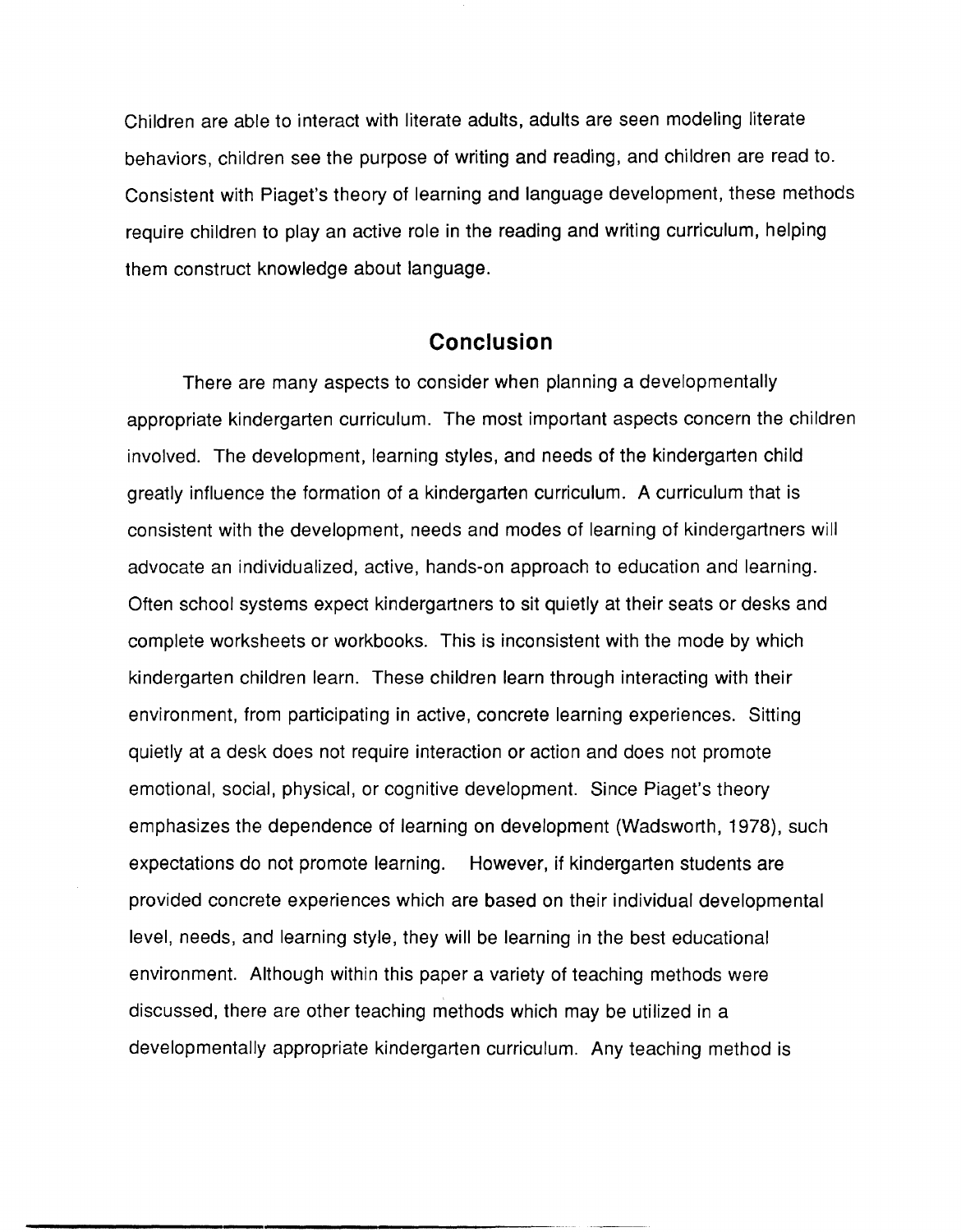Children are able to interact with literate adults, adults are seen modeling literate behaviors, children see the purpose of writing and reading, and children are read to. Consistent with Piaget's theory of learning and language development, these methods require children to play an active role in the reading and writing curriculum, helping them construct knowledge about language.

## Conclusion

There are many aspects to consider when planning a developmentally appropriate kindergarten curriculum. The most important aspects concern the children involved. The development, learning styles, and needs of the kindergarten child greatly influence the formation of a kindergarten curriculum. A curriculum that is consistent with the development, needs and modes of learning of kindergartners will advocate an individualized, active, hands-on approach to education and learning. Often school systems expect kindergartners to sit quietly at their seats or desks and complete worksheets or workbooks. This is inconsistent with the mode by which kindergarten children learn. These children learn through interacting with their environment, from participating in active, concrete learning experiences. Sitting quietly at a desk does not require interaction or action and does not promote emotional, social, physical, or cognitive development. Since Piaget's theory emphasizes the dependence of learning on development (Wadsworth, 1978), such expectations do not promote learning. However, if kindergarten students are provided concrete experiences which are based on their individual developmental level, needs, and learning style, they will be learning in the best educational environment. Although within this paper a variety of teaching methods were discussed, there are other teaching methods which may be utilized in a developmentally appropriate kindergarten curriculum. Any teaching method is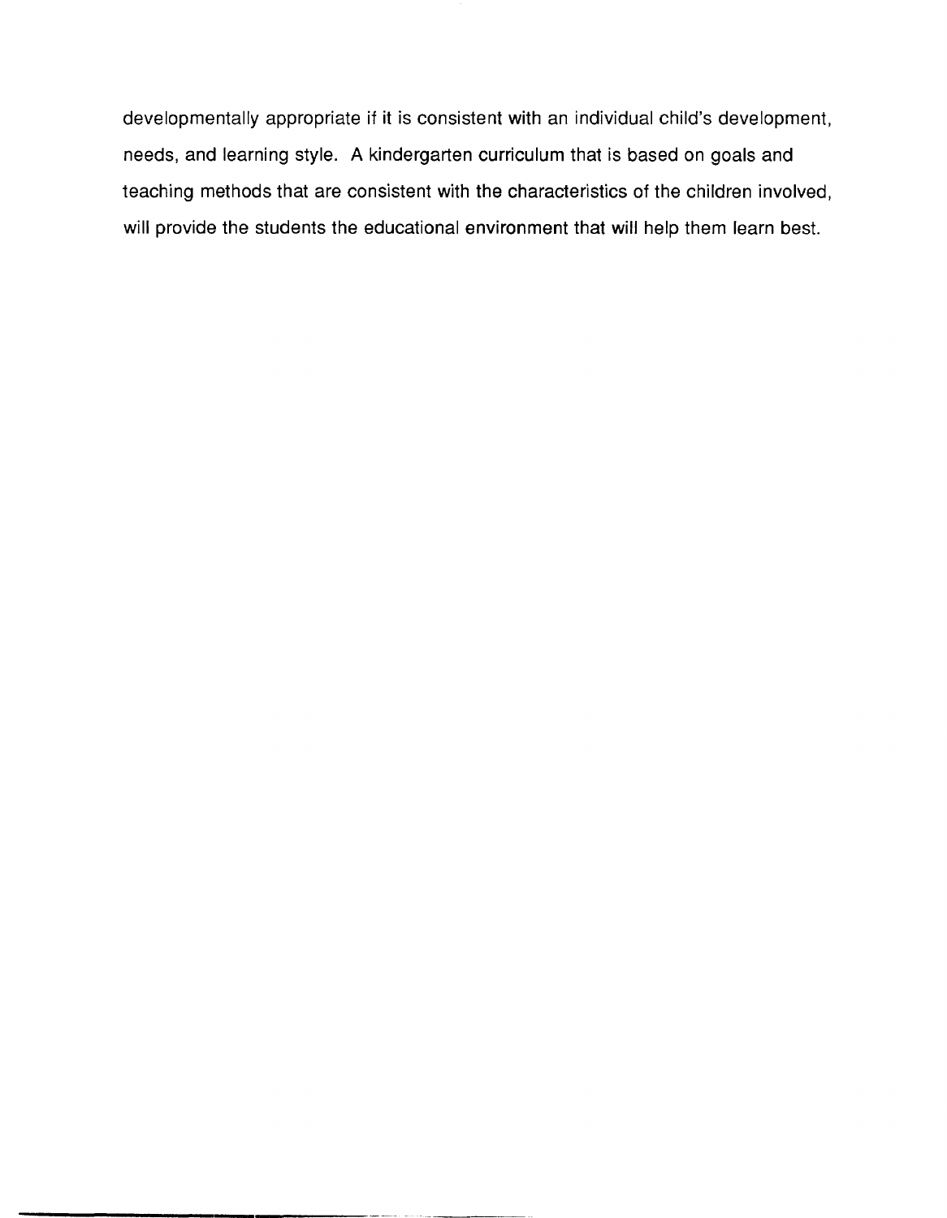developmentally appropriate if it is consistent with an individual child's development, needs, and learning style. A kindergarten curriculum that is based on goals and teaching methods that are consistent with the characteristics of the children involved, will provide the students the educational environment that will help them learn best.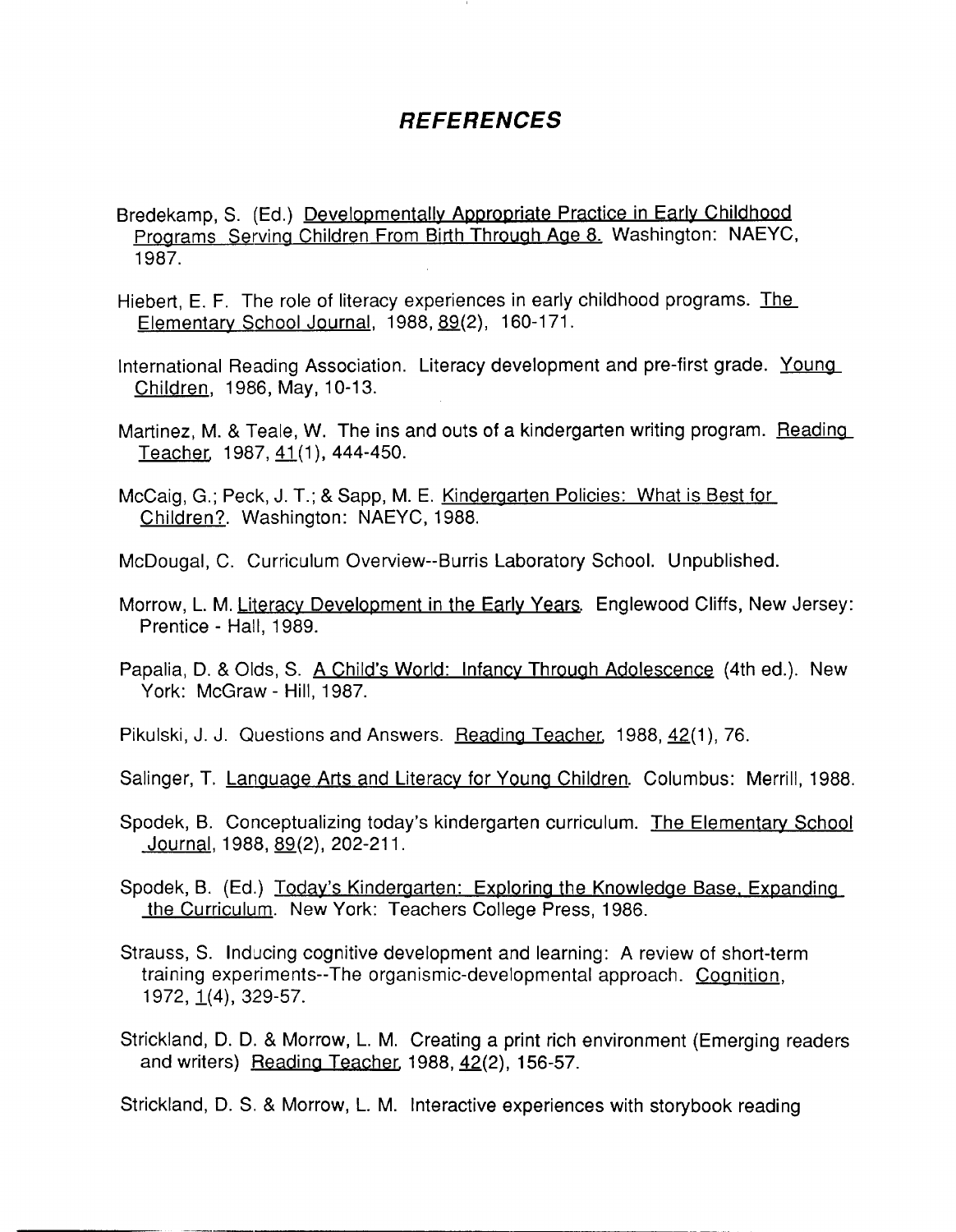## REFERENCES

Bredekamp, S. (Ed.) Developmentally Appropriate Practice in Early Childhood Programs Serving Children From Birth Through Age 8. Washington: NAEYC, 1987.

Hiebert, E. F. The role of literacy experiences in early childhood programs. The Elementary School Journal, 1988, 89(2), 160-171.

International Reading Association. Literacy development and pre-first grade. Young Children, 1986, May, 10-13.

Martinez, M. & Teale, W. The ins and outs of a kindergarten writing program. Reading Teacher, 1987, 41(1), 444-450.

McCaig, G.; Peck, J. T.; & Sapp, M. E. Kindergarten Policies: What is Best for Children?. Washington: NAEYC, 1988.

McDougal, C. Curriculum Overview--Burris Laboratory School. Unpublished.

Morrow, L. M. Literacy Development in the Early Years. Englewood Cliffs, New Jersey: Prentice - Hall, 1989.

Papalia, D. & Olds, S. A Child's World: Infancy Through Adolescence (4th ed.). New York: McGraw - Hill, 1987.

Pikulski, J. J. Questions and Answers. Reading Teacher, 1988, 42(1), 76.

Salinger, T. Language Arts and Literacy for Young Children. Columbus: Merrill, 1988.

Spodek, B. Conceptualizing today's kindergarten curriculum. The Elementary School Journal, 1988, 89(2), 202-211.

Spodek, B. (Ed.) Today's Kindergarten: Exploring the Knowledge Base, Expanding the Curriculum. New York: Teachers College Press, 1986.

Strauss, S. Inducing cognitive development and learning: A review of short-term training experiments--The organismic-developmental approach. Cognition, 1972, 1(4), 329-57.

Strickland, D. D. & Morrow, L. M. Creating a print rich environment (Emerging readers and writers) Reading Teacher, 1988, 42(2), 156-57.

Strickland, D. S. & Morrow, L. M. Interactive experiences with storybook reading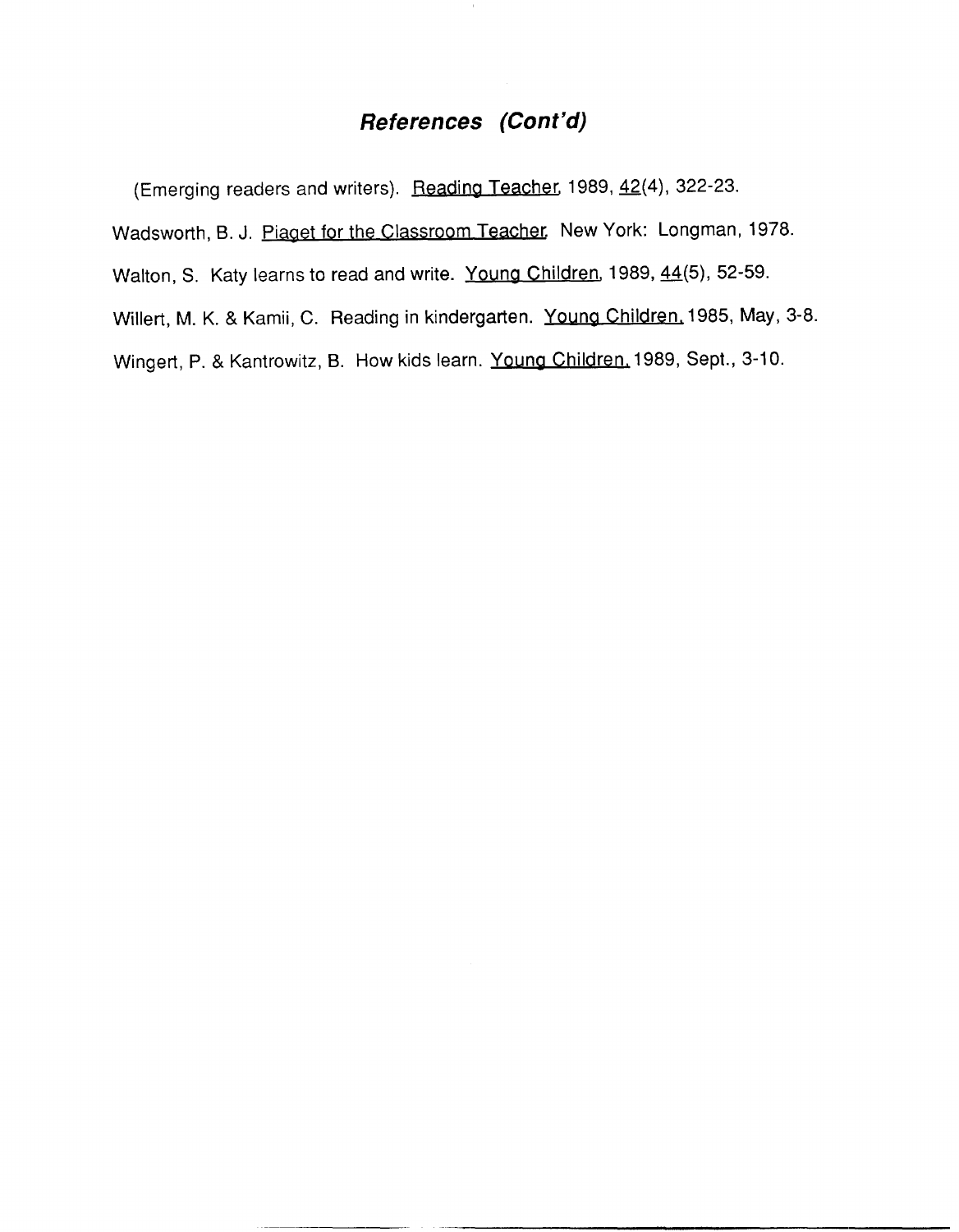## ***References (Cont'd)***

(Emerging readers and writers). Reading Teacher, 1989, 42(4), 322-23.

Wadsworth, B. J. Piaget for the Classroom Teacher. New York: Longman, 1978.

Walton, S. Katy learns to read and write. Young Children, 1989, 44(5), 52-59.

Willert, M. K. & Kamii, C. Reading in kindergarten. Young Children, 1985, May, 3-8.

Wingert, P. & Kantrowitz, B. How kids learn. Young Children, 1989, Sept., 3-10.